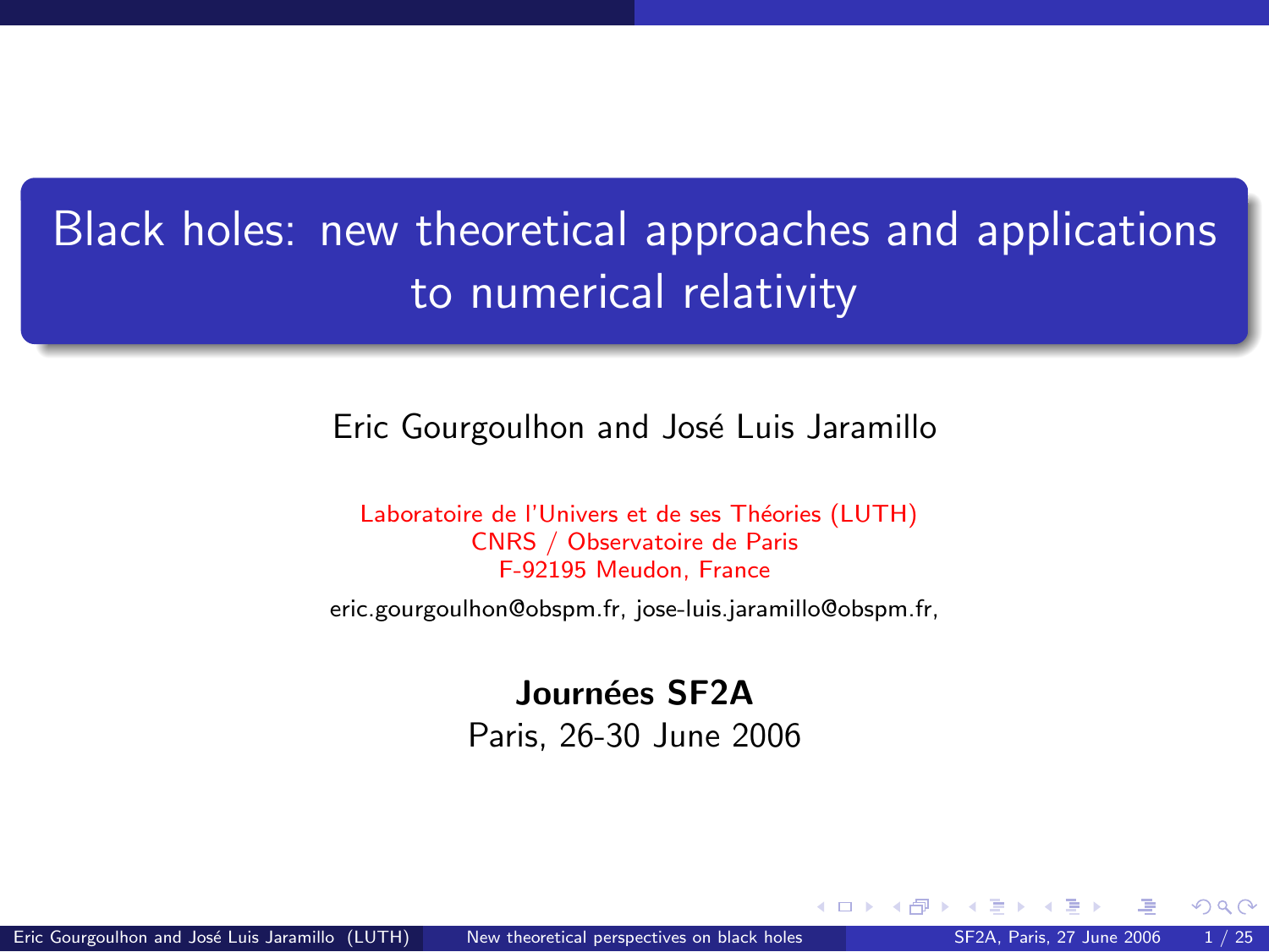# Black holes: new theoretical approaches and applications to numerical relativity

Eric Gourgoulhon and José Luis Jaramillo

Laboratoire de l'Univers et de ses Théories (LUTH)
CNRS / Observatoire de Paris
F-92195 Meudon, France

eric.gourgoulhon@obspm.fr, jose-luis.jaramillo@obspm.fr,

**Journées SF2A**

Paris, 26-30 June 2006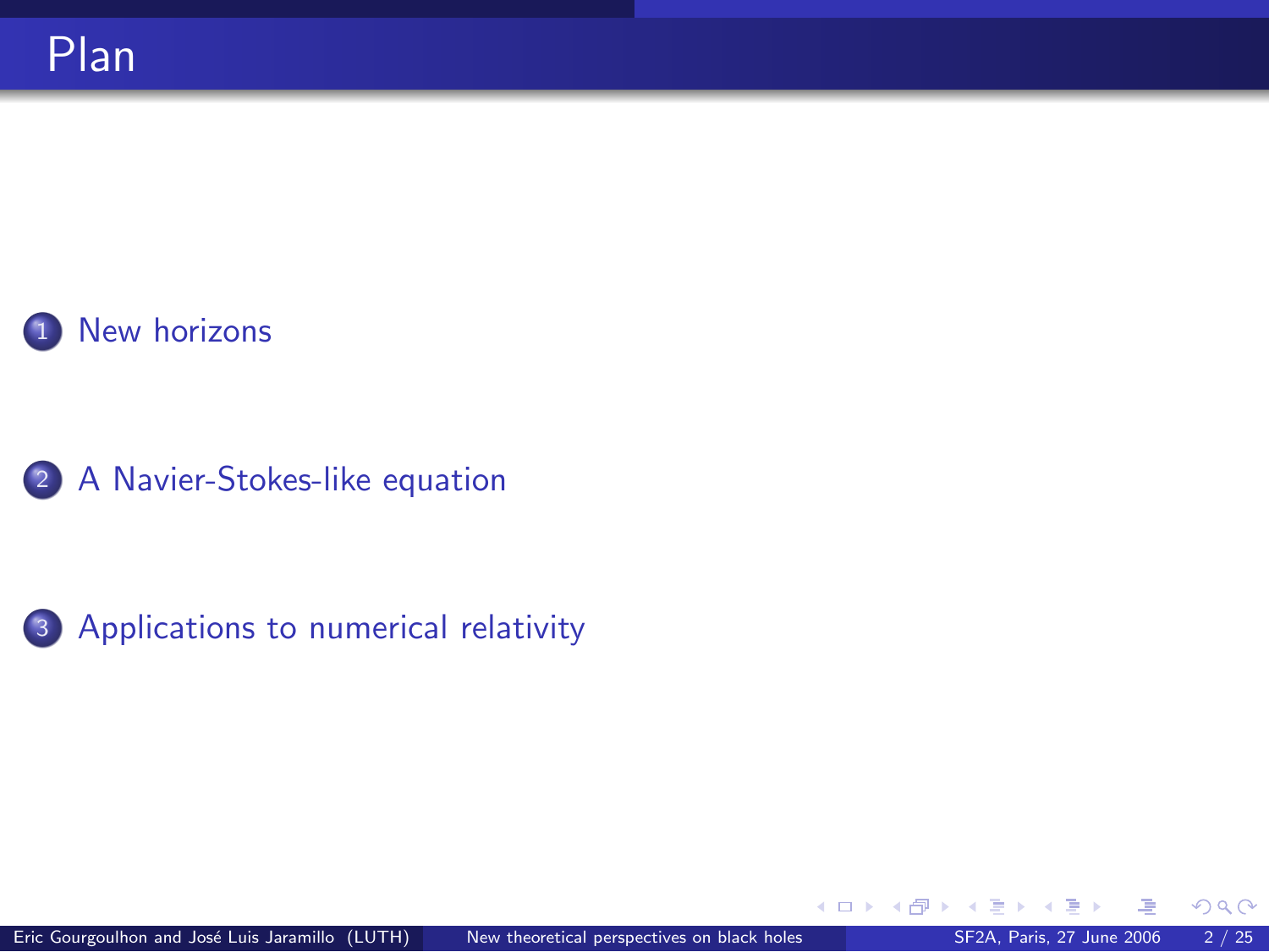# Plan

1. New horizons
2. A Navier-Stokes-like equation
3. Applications to numerical relativity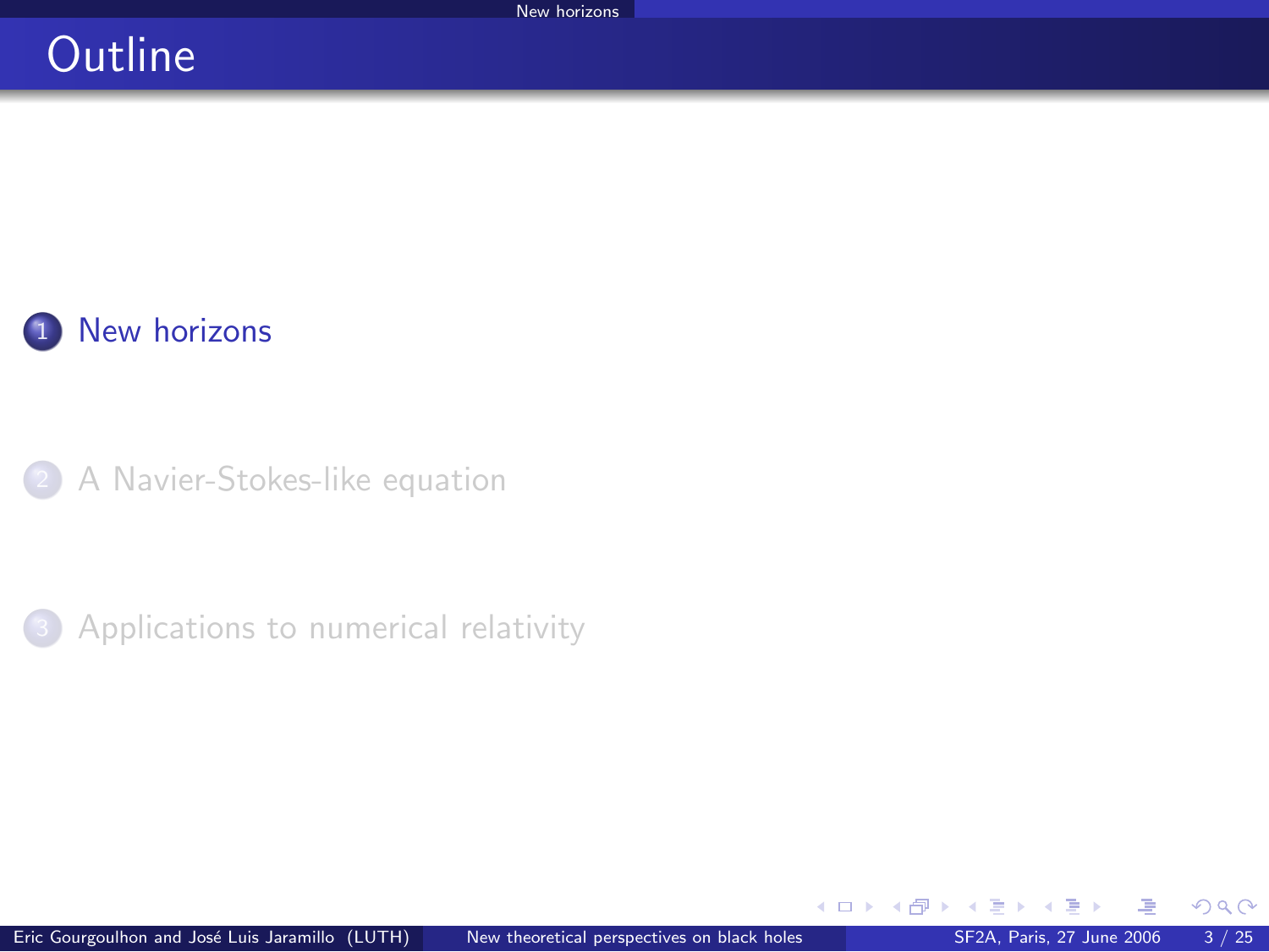# Outline

1. New horizons
2. A Navier-Stokes-like equation
3. Applications to numerical relativity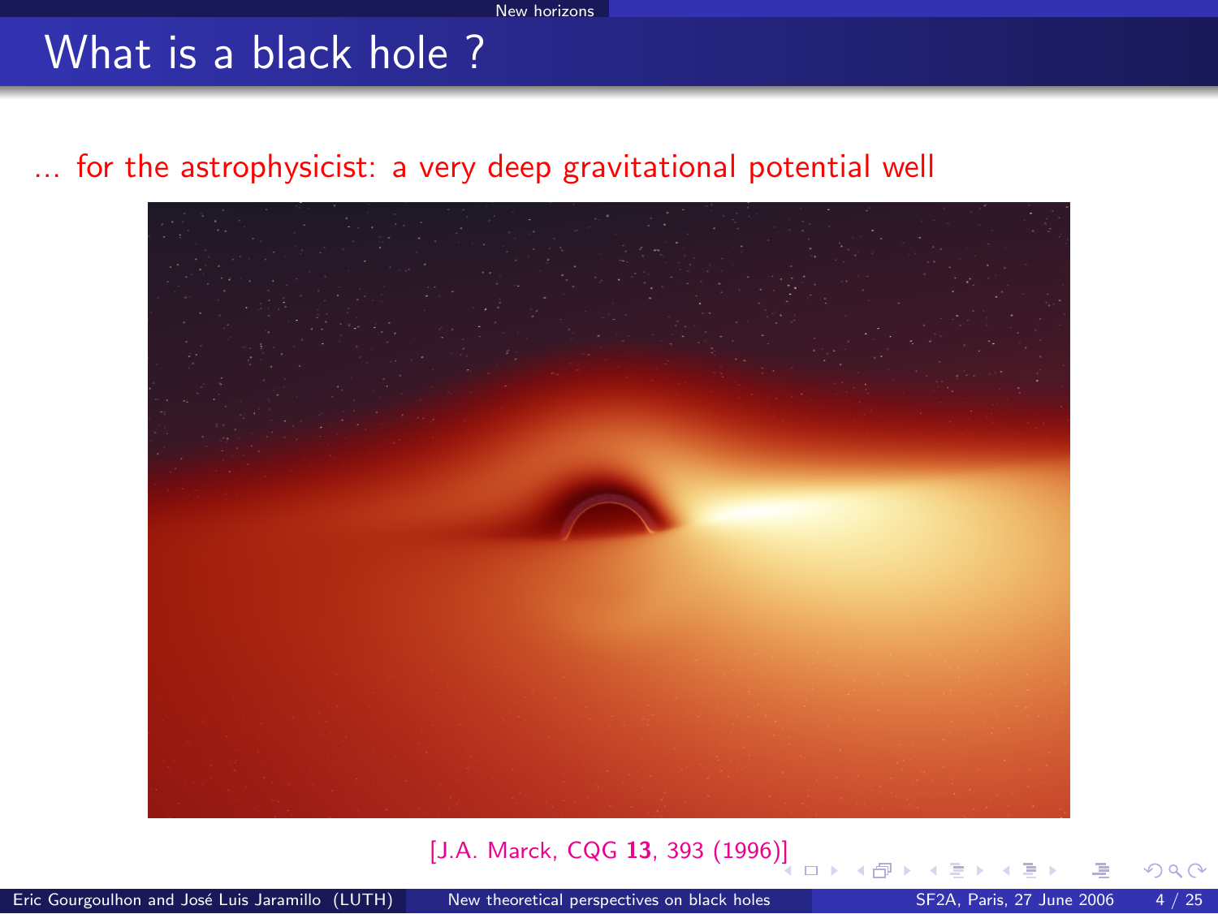# What is a black hole ?

... for the astrophysicist: a very deep gravitational potential well

[J.A. Marck, CQG **13**, 393 (1996)]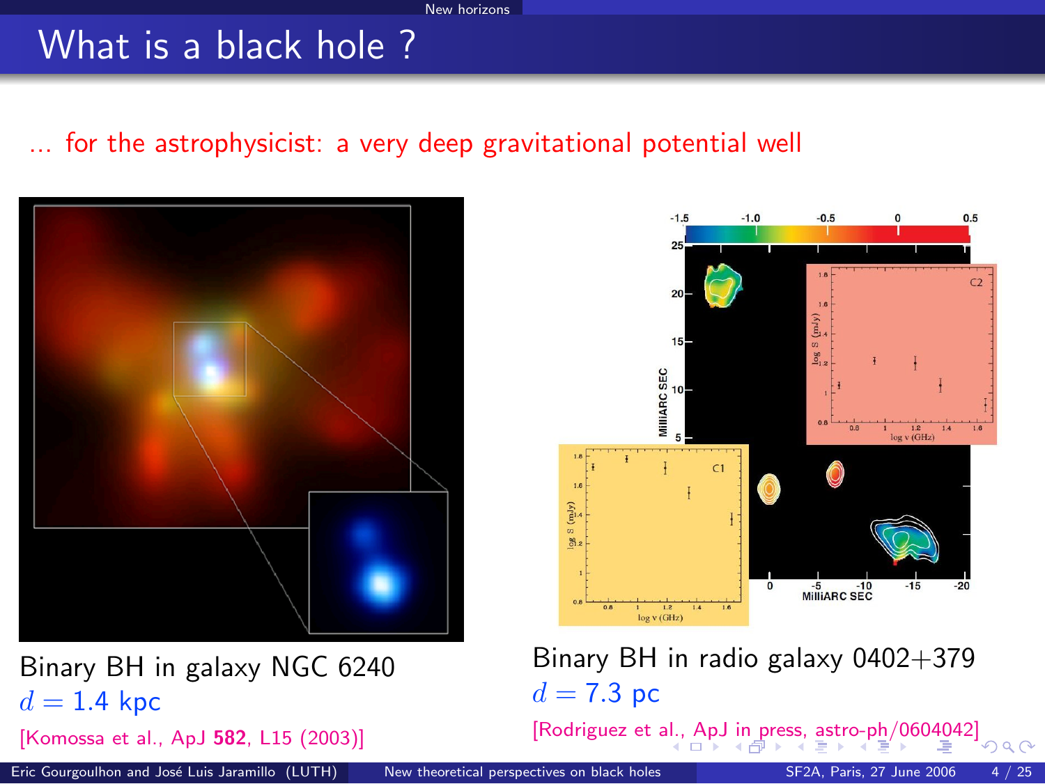# What is a black hole ?

... for the astrophysicist: a very deep gravitational potential well

Binary BH in galaxy NGC 6240
$d = 1.4$ kpc
[Komossa et al., ApJ **582**, L15 (2003)]

Binary BH in radio galaxy 0402+379
$d = 7.3$ pc
[Rodriguez et al., ApJ in press, astro-ph/0604042]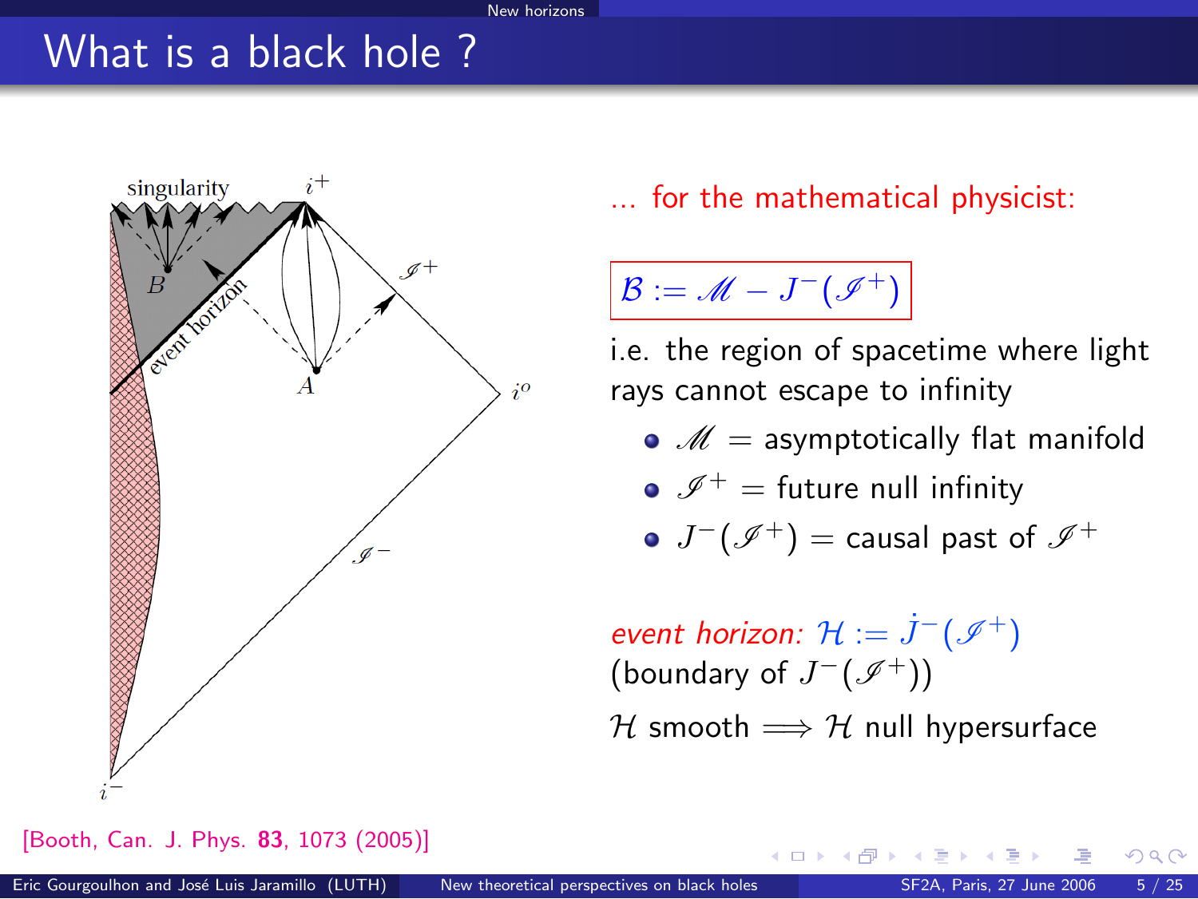# What is a black hole ?

... for the mathematical physicist:

$$\mathcal{B} := \mathscr{M} - J^-(\mathscr{I}^+)$$

i.e. the region of spacetime where light rays cannot escape to infinity

- $\mathscr{M}$ = asymptotically flat manifold
- $\mathscr{I}^+$ = future null infinity
- $J^-(\mathscr{I}^+)$ = causal past of $\mathscr{I}^+$

*event horizon:* $\mathcal{H} := \dot{J}^-(\mathscr{I}^+)$
(boundary of $J^-(\mathscr{I}^+)$)

$\mathcal{H}$ smooth $\Longrightarrow$ $\mathcal{H}$ null hypersurface

[Booth, Can. J. Phys. **83**, 1073 (2005)]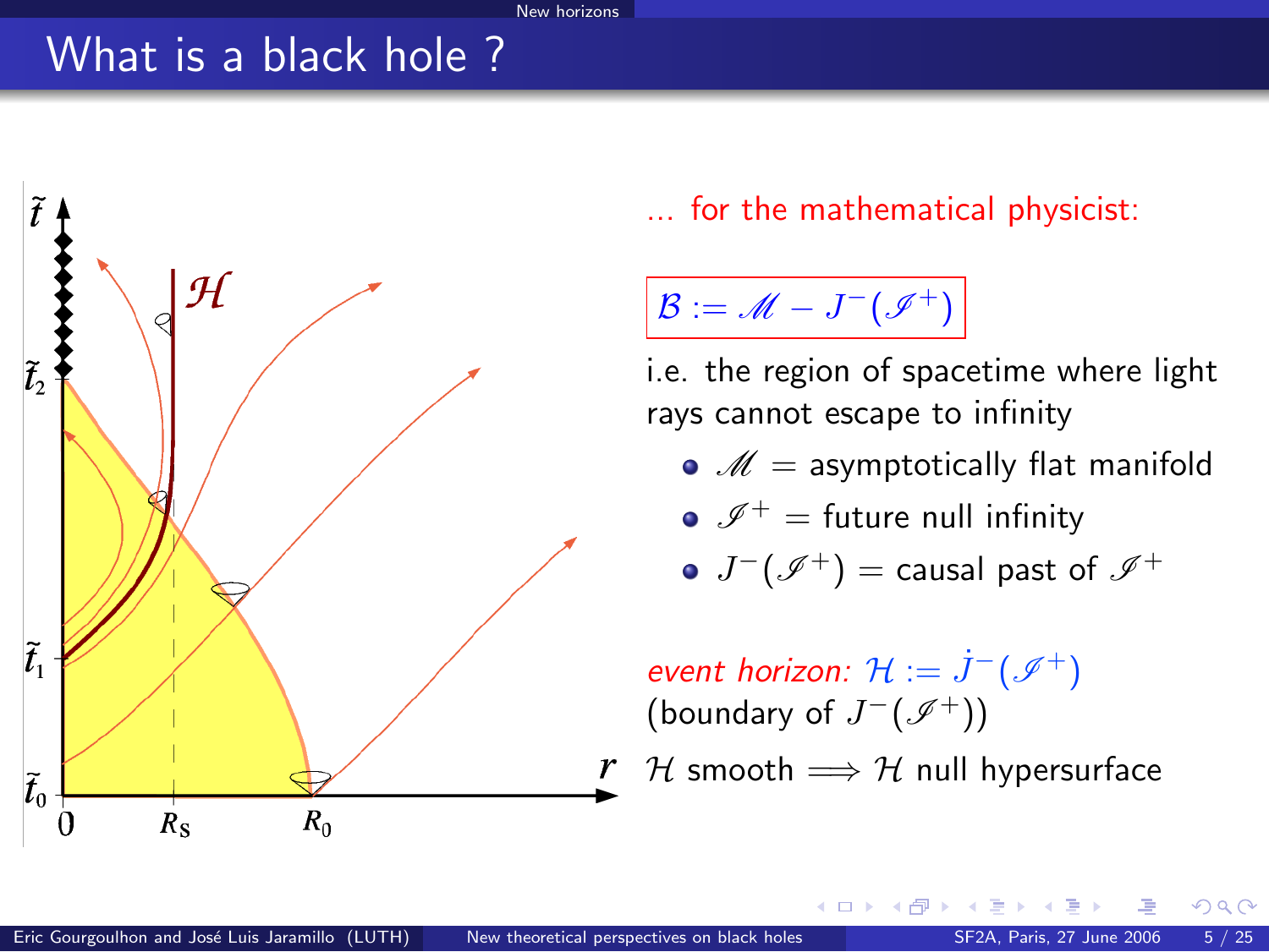# What is a black hole ?

... for the mathematical physicist:

$$\mathcal{B} := \mathscr{M} - J^{-}(\mathscr{I}^{+})$$

i.e. the region of spacetime where light rays cannot escape to infinity

- $\mathscr{M}$ = asymptotically flat manifold
- $\mathscr{I}^{+}$ = future null infinity
- $J^{-}(\mathscr{I}^{+})$ = causal past of $\mathscr{I}^{+}$

*event horizon:* $\mathcal{H} := \dot{J}^{-}(\mathscr{I}^{+})$
(boundary of $J^{-}(\mathscr{I}^{+})$)

$\mathcal{H}$ smooth $\Longrightarrow$ $\mathcal{H}$ null hypersurface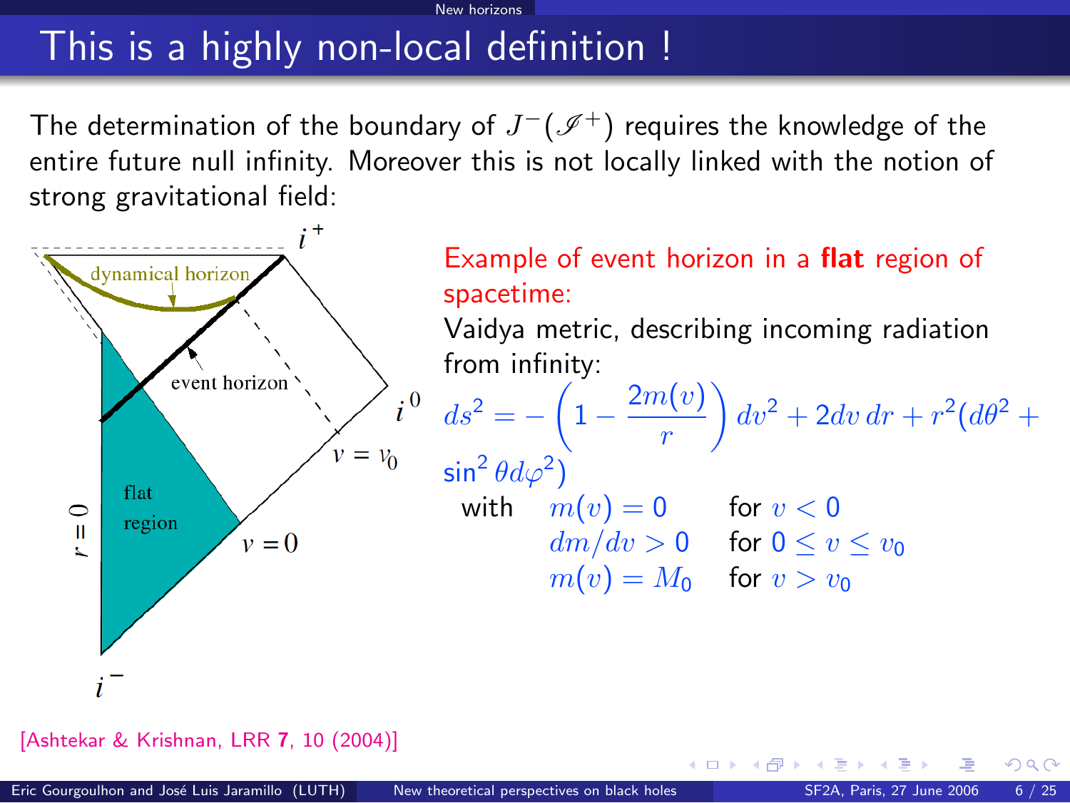# This is a highly non-local definition !

The determination of the boundary of $J^-(\mathscr{I}^+)$ requires the knowledge of the entire future null infinity. Moreover this is not locally linked with the notion of strong gravitational field:

**Example of event horizon in a flat region of spacetime:**

Vaidya metric, describing incoming radiation from infinity:

$$ds^2 = -\left(1 - \frac{2m(v)}{r}\right) dv^2 + 2dv\, dr + r^2(d\theta^2 + \sin^2\theta d\varphi^2)$$

with

| | |
|---|---|
| $m(v) = 0$ | for $v < 0$ |
| $dm/dv > 0$ | for $0 \leq v \leq v_0$ |
| $m(v) = M_0$ | for $v > v_0$ |

[Ashtekar & Krishnan, LRR **7**, 10 (2004)]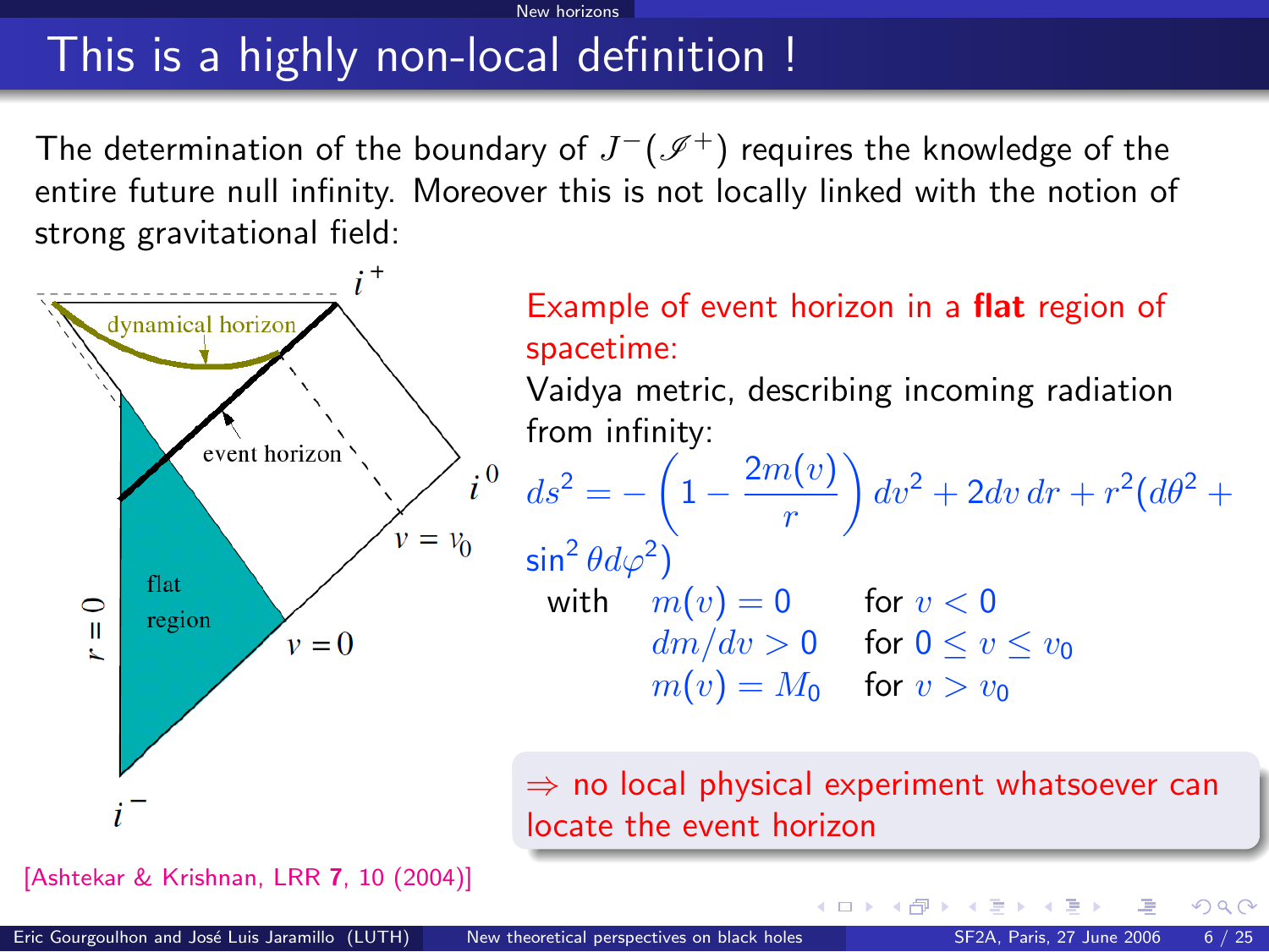# This is a highly non-local definition !

The determination of the boundary of $J^-(\mathscr{I}^+)$ requires the knowledge of the entire future null infinity. Moreover this is not locally linked with the notion of strong gravitational field:

Example of event horizon in a **flat** region of spacetime:

Vaidya metric, describing incoming radiation from infinity:

$$ds^2 = -\left(1 - \frac{2m(v)}{r}\right) dv^2 + 2dv\,dr + r^2(d\theta^2 + \sin^2\theta d\varphi^2)$$

with

| | |
|---|---|
| $m(v) = 0$ | for $v < 0$ |
| $dm/dv > 0$ | for $0 \leq v \leq v_0$ |
| $m(v) = M_0$ | for $v > v_0$ |

$\Rightarrow$ no local physical experiment whatsoever can locate the event horizon

[Ashtekar & Krishnan, LRR **7**, 10 (2004)]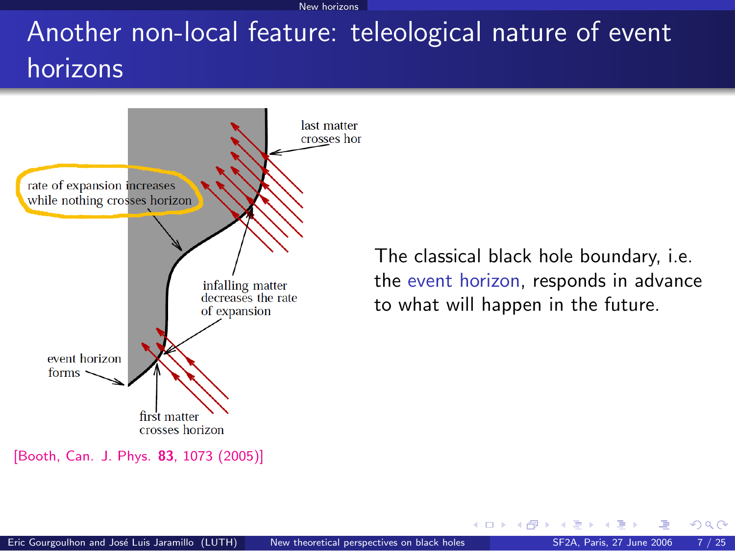# Another non-local feature: teleological nature of event horizons

rate of expansion increases while nothing crosses horizon

last matter crosses hor

infalling matter decreases the rate of expansion

event horizon forms

first matter crosses horizon

[Booth, Can. J. Phys. **83**, 1073 (2005)]

The classical black hole boundary, i.e. the event horizon, responds in advance to what will happen in the future.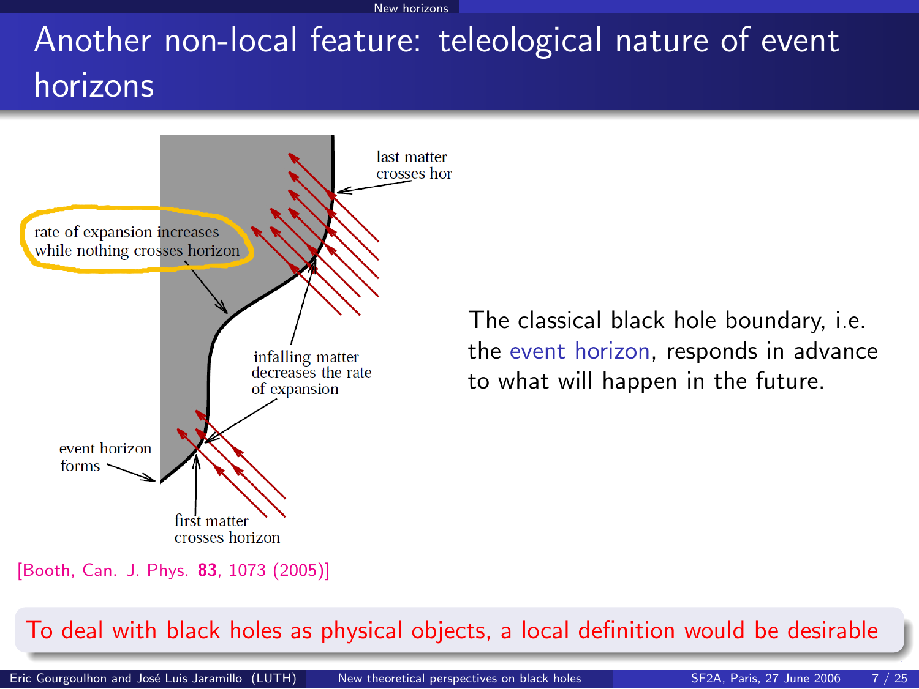# Another non-local feature: teleological nature of event horizons

rate of expansion increases while nothing crosses horizon

last matter crosses hor

infalling matter decreases the rate of expansion

event horizon forms

first matter crosses horizon

[Booth, Can. J. Phys. **83**, 1073 (2005)]

The classical black hole boundary, i.e. the event horizon, responds in advance to what will happen in the future.

To deal with black holes as physical objects, a local definition would be desirable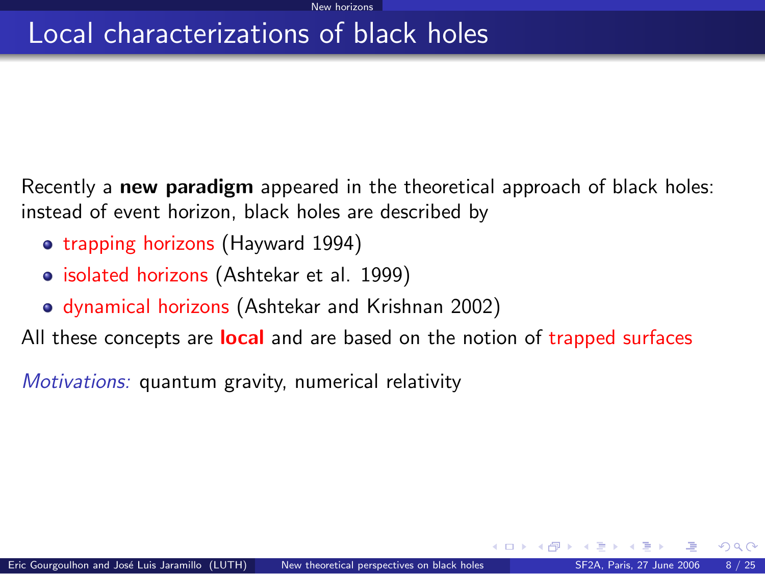# Local characterizations of black holes

Recently a **new paradigm** appeared in the theoretical approach of black holes: instead of event horizon, black holes are described by

- trapping horizons (Hayward 1994)
- isolated horizons (Ashtekar et al. 1999)
- dynamical horizons (Ashtekar and Krishnan 2002)

All these concepts are **local** and are based on the notion of trapped surfaces

*Motivations:* quantum gravity, numerical relativity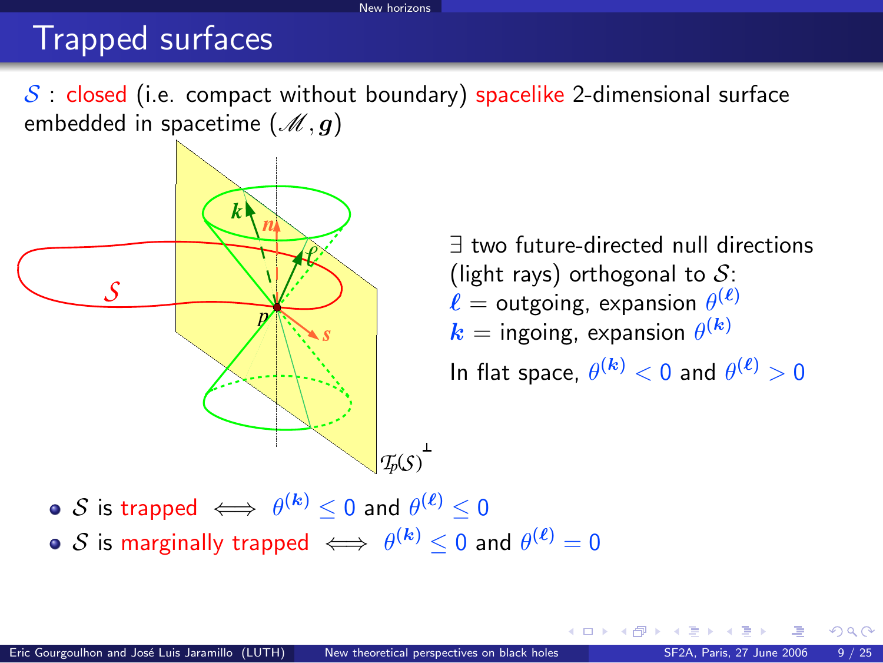# Trapped surfaces

$\mathcal{S}$ : closed (i.e. compact without boundary) spacelike 2-dimensional surface embedded in spacetime $(\mathscr{M}, \boldsymbol{g})$

$\exists$ two future-directed null directions (light rays) orthogonal to $\mathcal{S}$:
$\boldsymbol{\ell}$ = outgoing, expansion $\theta^{(\boldsymbol{\ell})}$
$\boldsymbol{k}$ = ingoing, expansion $\theta^{(\boldsymbol{k})}$

In flat space, $\theta^{(\boldsymbol{k})} < 0$ and $\theta^{(\boldsymbol{\ell})} > 0$

- $\mathcal{S}$ is trapped $\iff$ $\theta^{(\boldsymbol{k})} \leq 0$ and $\theta^{(\boldsymbol{\ell})} \leq 0$
- $\mathcal{S}$ is marginally trapped $\iff$ $\theta^{(\boldsymbol{k})} \leq 0$ and $\theta^{(\boldsymbol{\ell})} = 0$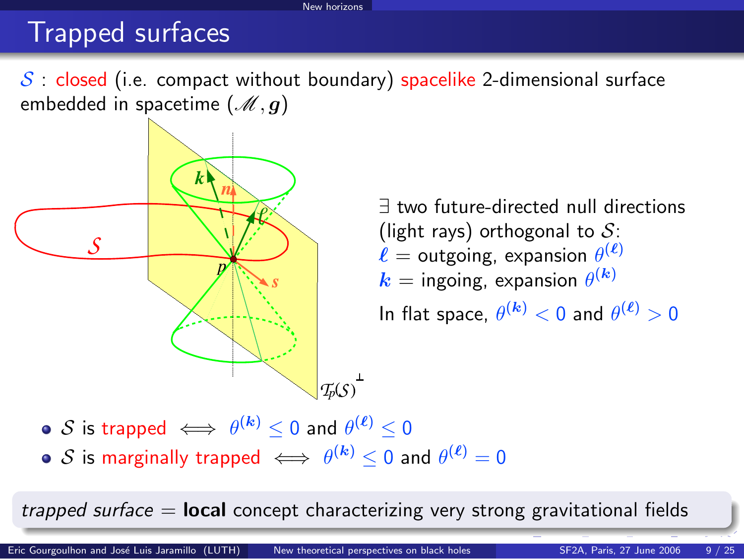# Trapped surfaces

$\mathcal{S}$ : closed (i.e. compact without boundary) spacelike 2-dimensional surface embedded in spacetime $(\mathscr{M}, \boldsymbol{g})$

$\exists$ two future-directed null directions (light rays) orthogonal to $\mathcal{S}$:
$\boldsymbol{\ell}$ = outgoing, expansion $\theta^{(\boldsymbol{\ell})}$
$\boldsymbol{k}$ = ingoing, expansion $\theta^{(\boldsymbol{k})}$

In flat space, $\theta^{(\boldsymbol{k})} < 0$ and $\theta^{(\boldsymbol{\ell})} > 0$

- $\mathcal{S}$ is trapped $\iff$ $\theta^{(\boldsymbol{k})} \leq 0$ and $\theta^{(\boldsymbol{\ell})} \leq 0$
- $\mathcal{S}$ is marginally trapped $\iff$ $\theta^{(\boldsymbol{k})} \leq 0$ and $\theta^{(\boldsymbol{\ell})} = 0$

*trapped surface* = **local** concept characterizing very strong gravitational fields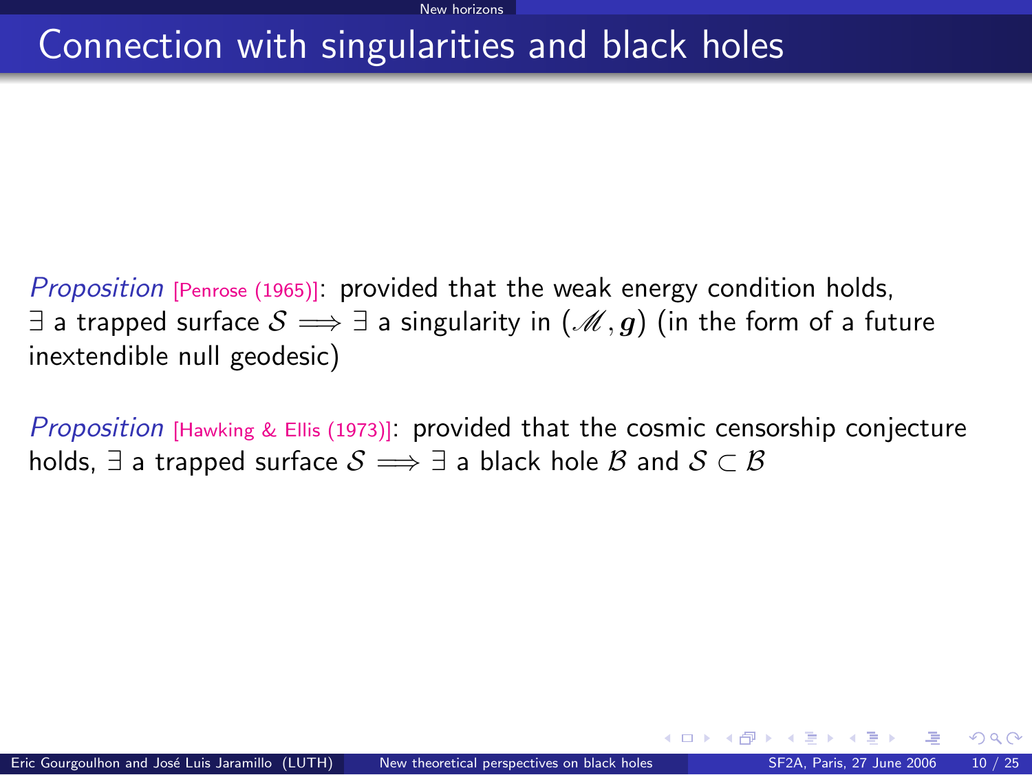# Connection with singularities and black holes

*Proposition* [Penrose (1965)]: provided that the weak energy condition holds, $\exists$ a trapped surface $\mathcal{S} \Longrightarrow \exists$ a singularity in $(\mathscr{M}, \boldsymbol{g})$ (in the form of a future inextendible null geodesic)

*Proposition* [Hawking & Ellis (1973)]: provided that the cosmic censorship conjecture holds, $\exists$ a trapped surface $\mathcal{S} \Longrightarrow \exists$ a black hole $\mathcal{B}$ and $\mathcal{S} \subset \mathcal{B}$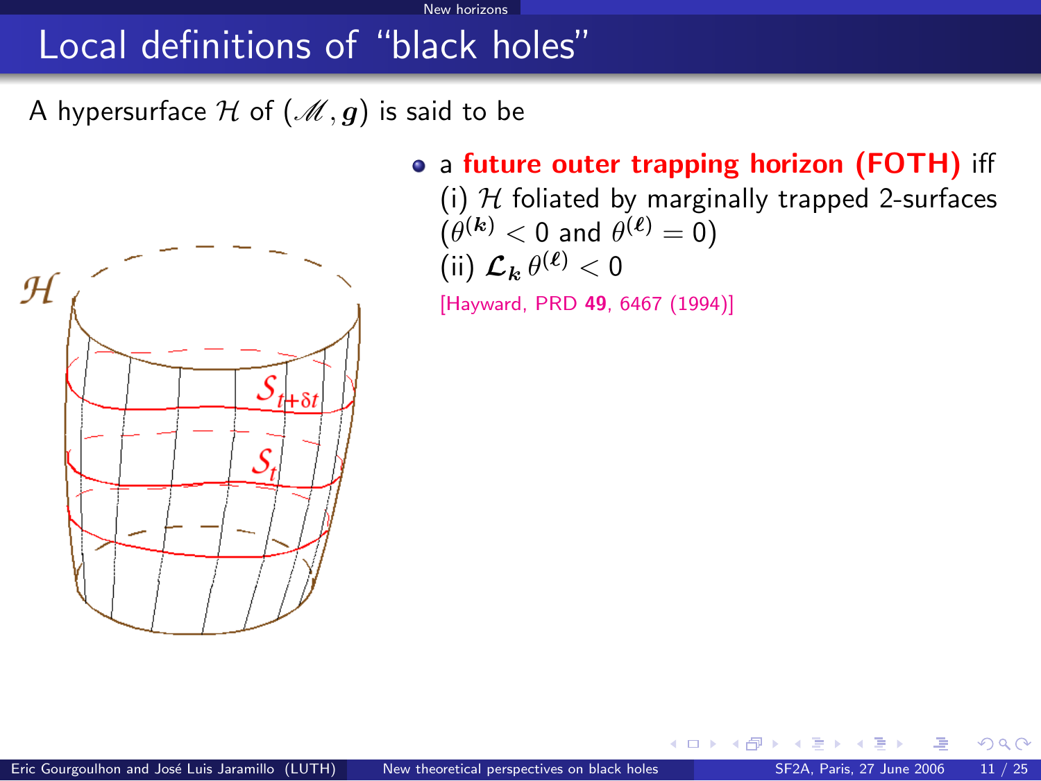# Local definitions of "black holes"

A hypersurface $\mathcal{H}$ of $(\mathscr{M}, \boldsymbol{g})$ is said to be

- a **future outer trapping horizon (FOTH)** iff
  (i) $\mathcal{H}$ foliated by marginally trapped 2-surfaces ($\theta^{(\boldsymbol{k})} < 0$ and $\theta^{(\boldsymbol{\ell})} = 0$)
  (ii) $\mathcal{L}_{\boldsymbol{k}} \, \theta^{(\boldsymbol{\ell})} < 0$

  [Hayward, PRD **49**, 6467 (1994)]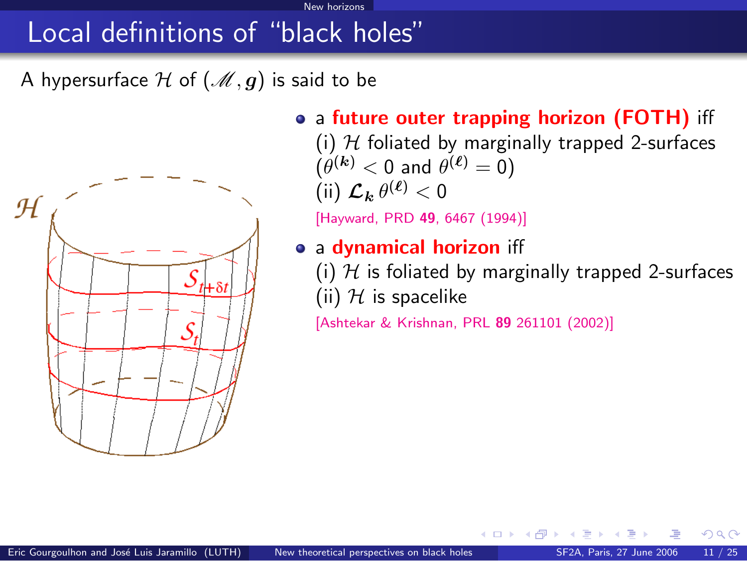# Local definitions of "black holes"

A hypersurface $\mathcal{H}$ of $(\mathscr{M}, \boldsymbol{g})$ is said to be

- a **future outer trapping horizon (FOTH)** iff
  (i) $\mathcal{H}$ foliated by marginally trapped 2-surfaces ($\theta^{(\boldsymbol{k})} < 0$ and $\theta^{(\boldsymbol{\ell})} = 0$)
  (ii) $\boldsymbol{\mathcal{L}}_{\boldsymbol{k}}\, \theta^{(\boldsymbol{\ell})} < 0$
  [Hayward, PRD **49**, 6467 (1994)]
- a **dynamical horizon** iff
  (i) $\mathcal{H}$ is foliated by marginally trapped 2-surfaces
  (ii) $\mathcal{H}$ is spacelike
  [Ashtekar & Krishnan, PRL **89** 261101 (2002)]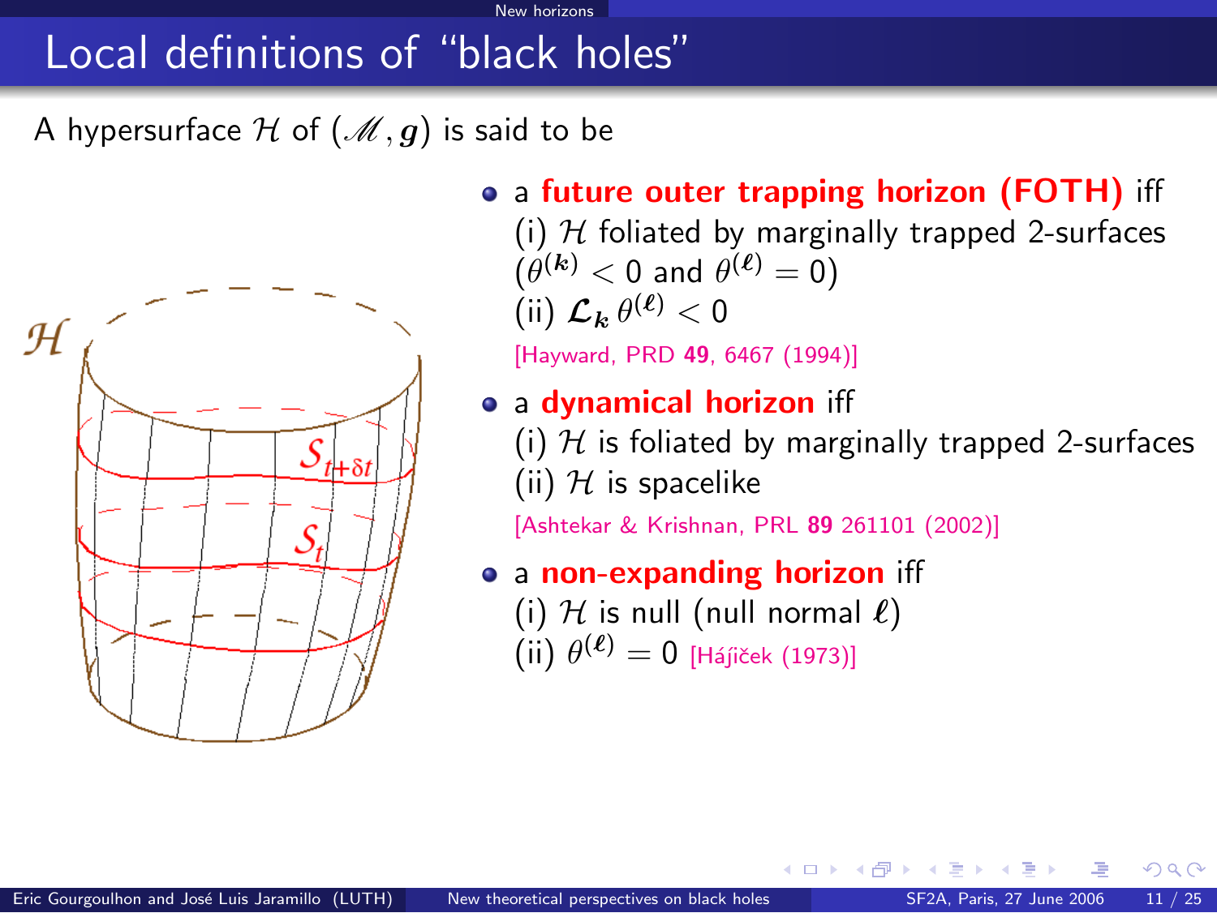# Local definitions of "black holes"

A hypersurface $\mathcal{H}$ of $(\mathscr{M}, \boldsymbol{g})$ is said to be

- a **future outer trapping horizon (FOTH)** iff
  (i) $\mathcal{H}$ foliated by marginally trapped 2-surfaces ($\theta^{(\boldsymbol{k})} < 0$ and $\theta^{(\boldsymbol{\ell})} = 0$)
  (ii) $\boldsymbol{\mathcal{L}}_{\boldsymbol{k}}\, \theta^{(\boldsymbol{\ell})} < 0$
  [Hayward, PRD **49**, 6467 (1994)]
- a **dynamical horizon** iff
  (i) $\mathcal{H}$ is foliated by marginally trapped 2-surfaces
  (ii) $\mathcal{H}$ is spacelike
  [Ashtekar & Krishnan, PRL **89** 261101 (2002)]
- a **non-expanding horizon** iff
  (i) $\mathcal{H}$ is null (null normal $\boldsymbol{\ell}$)
  (ii) $\theta^{(\boldsymbol{\ell})} = 0$ [Hájíček (1973)]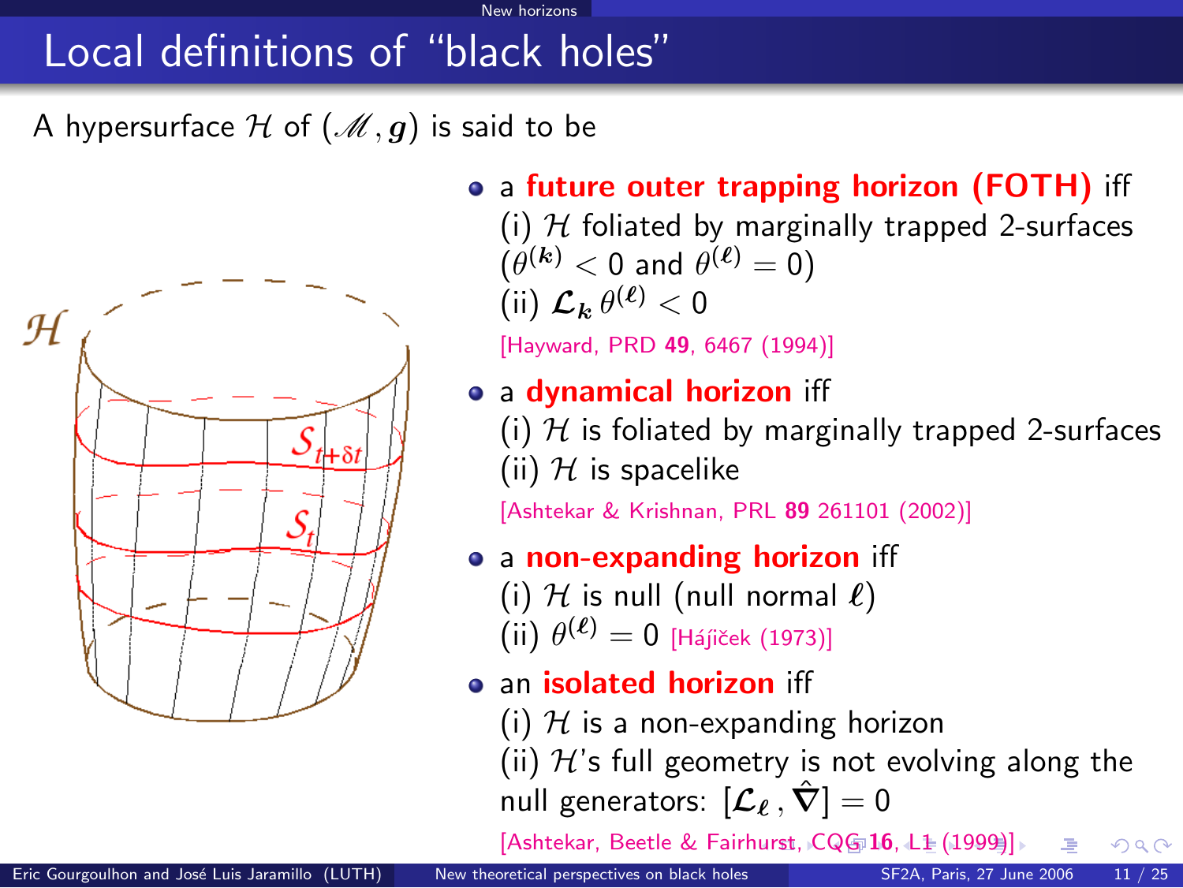# Local definitions of “black holes”

A hypersurface $\mathcal{H}$ of $(\mathscr{M}, \boldsymbol{g})$ is said to be

- a **future outer trapping horizon (FOTH)** iff
  (i) $\mathcal{H}$ foliated by marginally trapped 2-surfaces ($\theta^{(\boldsymbol{k})} < 0$ and $\theta^{(\boldsymbol{\ell})} = 0$)
  (ii) $\mathcal{L}_{\boldsymbol{k}}\, \theta^{(\boldsymbol{\ell})} < 0$
  [Hayward, PRD **49**, 6467 (1994)]

- a **dynamical horizon** iff
  (i) $\mathcal{H}$ is foliated by marginally trapped 2-surfaces
  (ii) $\mathcal{H}$ is spacelike
  [Ashtekar & Krishnan, PRL **89** 261101 (2002)]

- a **non-expanding horizon** iff
  (i) $\mathcal{H}$ is null (null normal $\boldsymbol{\ell}$)
  (ii) $\theta^{(\boldsymbol{\ell})} = 0$ [Hájiček (1973)]

- an **isolated horizon** iff
  (i) $\mathcal{H}$ is a non-expanding horizon
  (ii) $\mathcal{H}$'s full geometry is not evolving along the null generators: $[\mathcal{L}_{\boldsymbol{\ell}}\, , \hat{\boldsymbol{\nabla}}] = 0$
  [Ashtekar, Beetle & Fairhurst, CQG **16**, L1 (1999)]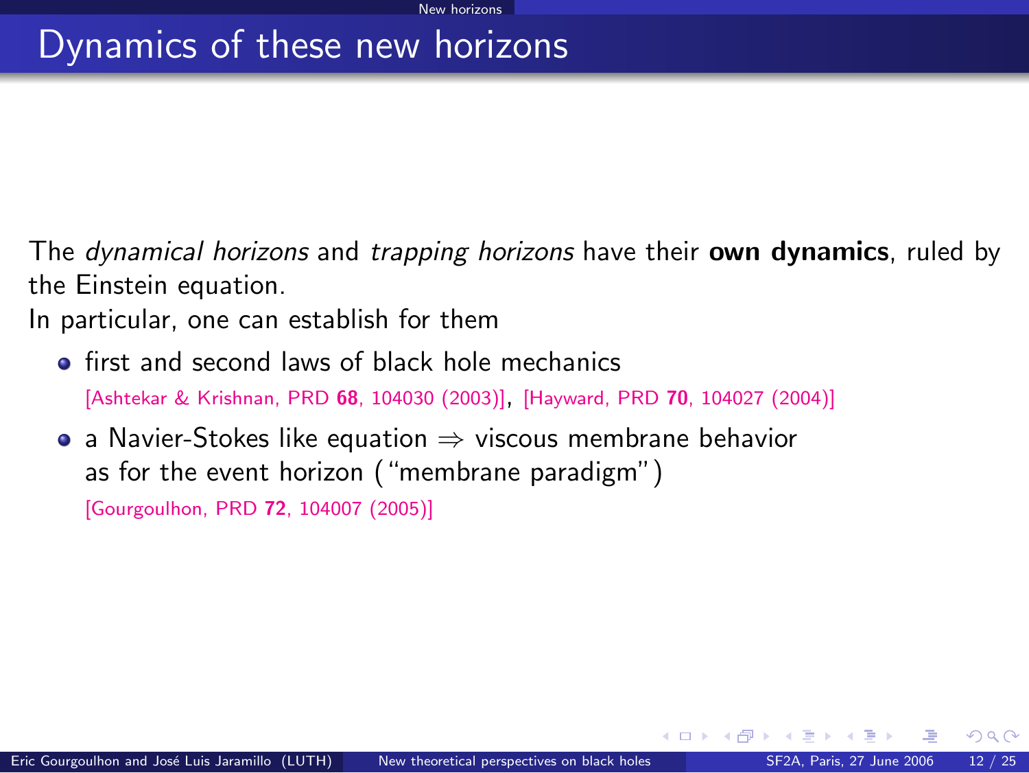# Dynamics of these new horizons

The *dynamical horizons* and *trapping horizons* have their **own dynamics**, ruled by the Einstein equation.

In particular, one can establish for them

- first and second laws of black hole mechanics
  [Ashtekar & Krishnan, PRD **68**, 104030 (2003)], [Hayward, PRD **70**, 104027 (2004)]
- a Navier-Stokes like equation $\Rightarrow$ viscous membrane behavior as for the event horizon ("membrane paradigm")
  [Gourgoulhon, PRD **72**, 104007 (2005)]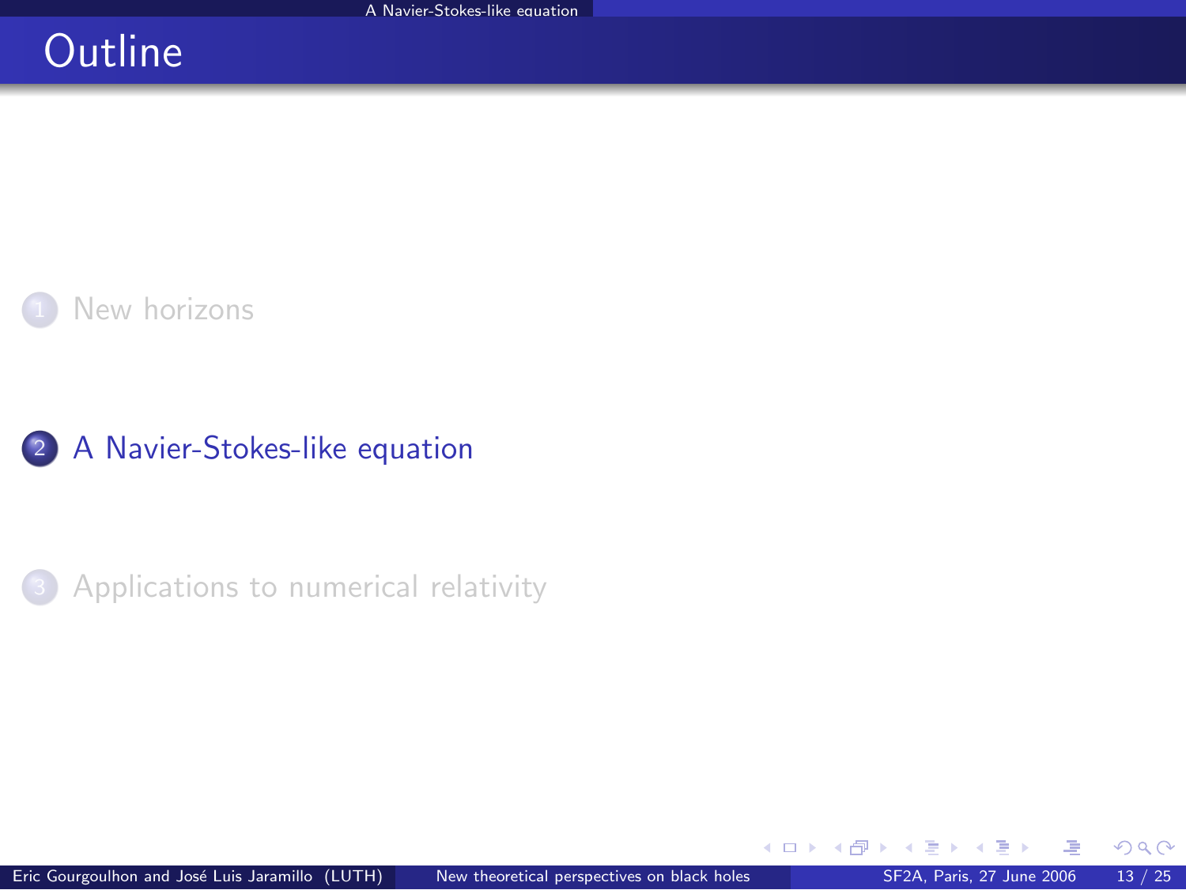# Outline

1. New horizons

2. A Navier-Stokes-like equation

3. Applications to numerical relativity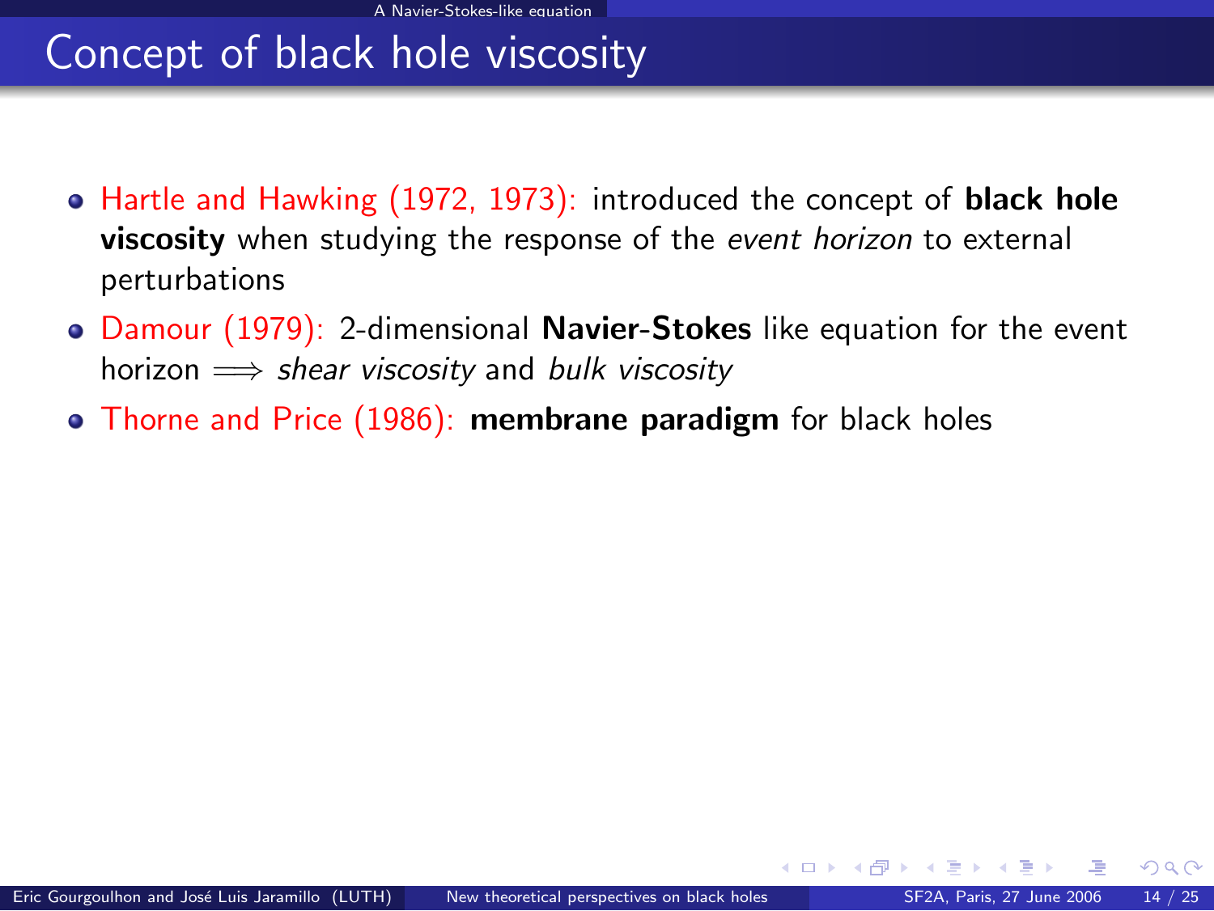# Concept of black hole viscosity

- Hartle and Hawking (1972, 1973): introduced the concept of **black hole viscosity** when studying the response of the *event horizon* to external perturbations
- Damour (1979): 2-dimensional **Navier-Stokes** like equation for the event horizon $\Longrightarrow$ *shear viscosity* and *bulk viscosity*
- Thorne and Price (1986): **membrane paradigm** for black holes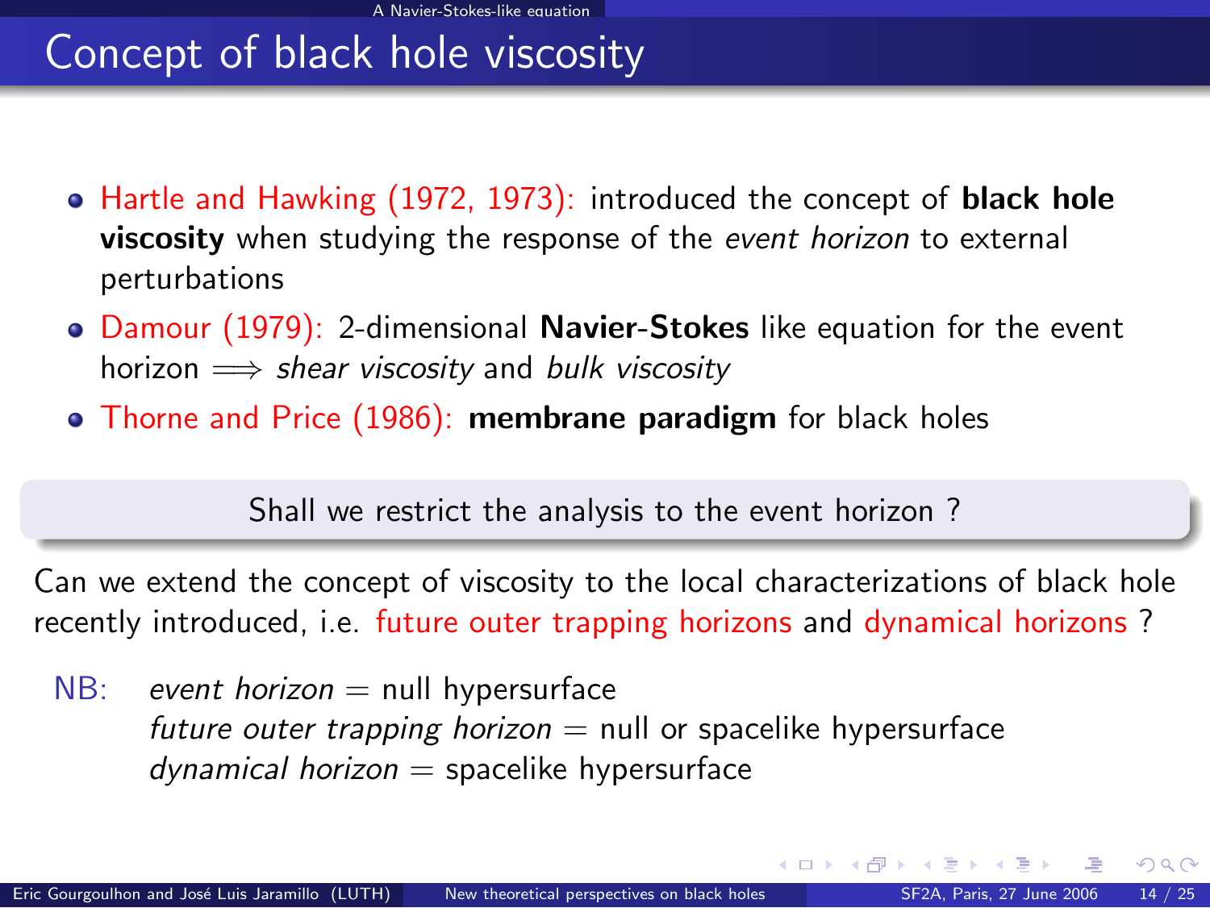# Concept of black hole viscosity

- Hartle and Hawking (1972, 1973): introduced the concept of **black hole viscosity** when studying the response of the *event horizon* to external perturbations
- Damour (1979): 2-dimensional **Navier-Stokes** like equation for the event horizon $\Longrightarrow$ *shear viscosity* and *bulk viscosity*
- Thorne and Price (1986): **membrane paradigm** for black holes

Shall we restrict the analysis to the event horizon ?

Can we extend the concept of viscosity to the local characterizations of black hole recently introduced, i.e. future outer trapping horizons and dynamical horizons ?

NB: *event horizon* = null hypersurface
*future outer trapping horizon* = null or spacelike hypersurface
*dynamical horizon* = spacelike hypersurface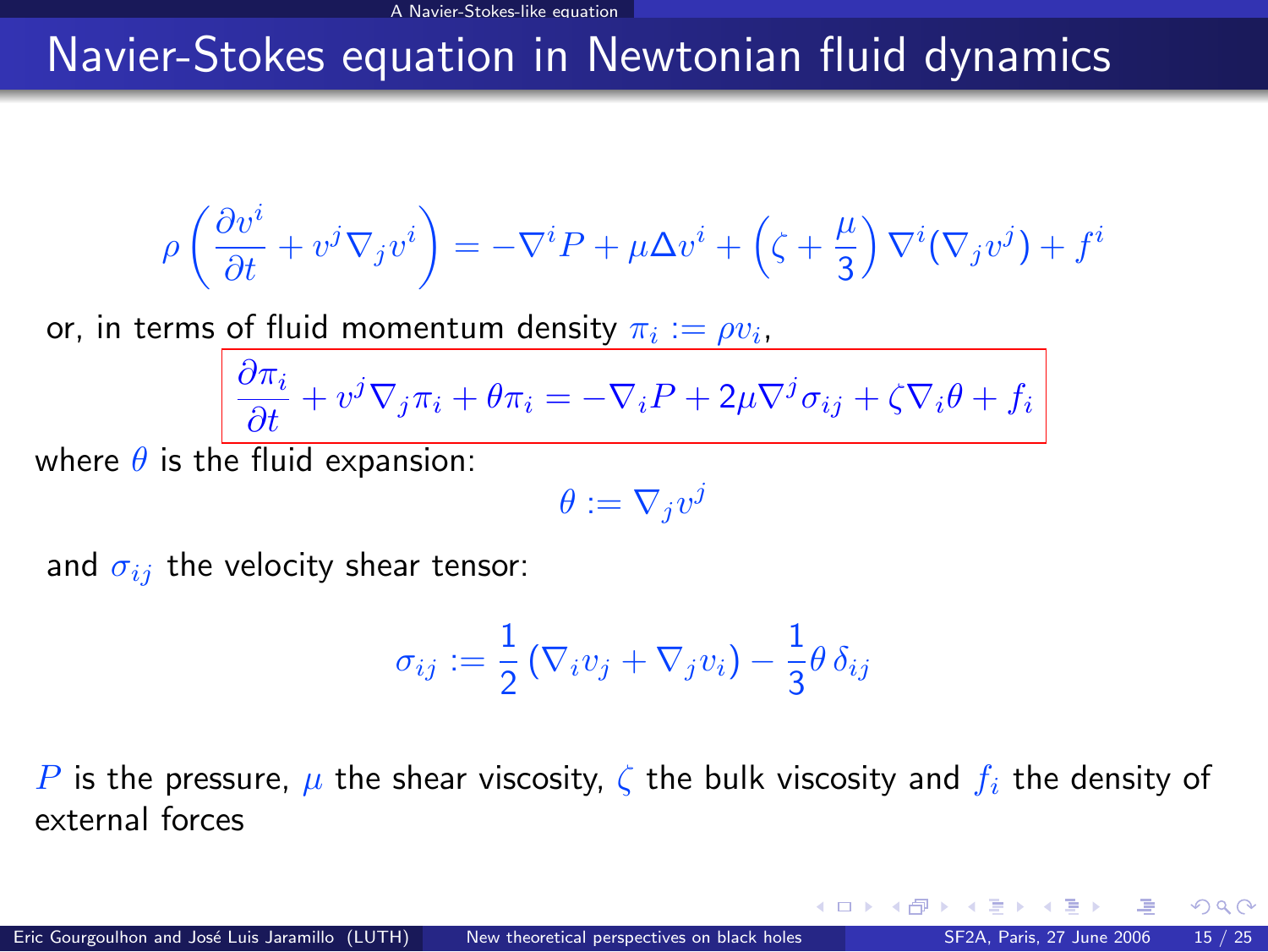# Navier-Stokes equation in Newtonian fluid dynamics

$$\rho \left( \frac{\partial v^i}{\partial t} + v^j \nabla_j v^i \right) = -\nabla^i P + \mu \Delta v^i + \left( \zeta + \frac{\mu}{3} \right) \nabla^i (\nabla_j v^j) + f^i$$

or, in terms of fluid momentum density $\pi_i := \rho v_i$,

$$\boxed{\frac{\partial \pi_i}{\partial t} + v^j \nabla_j \pi_i + \theta \pi_i = -\nabla_i P + 2\mu \nabla^j \sigma_{ij} + \zeta \nabla_i \theta + f_i}$$

where $\theta$ is the fluid expansion:

$$\theta := \nabla_j v^j$$

and $\sigma_{ij}$ the velocity shear tensor:

$$\sigma_{ij} := \frac{1}{2} \left( \nabla_i v_j + \nabla_j v_i \right) - \frac{1}{3} \theta \, \delta_{ij}$$

$P$ is the pressure, $\mu$ the shear viscosity, $\zeta$ the bulk viscosity and $f_i$ the density of external forces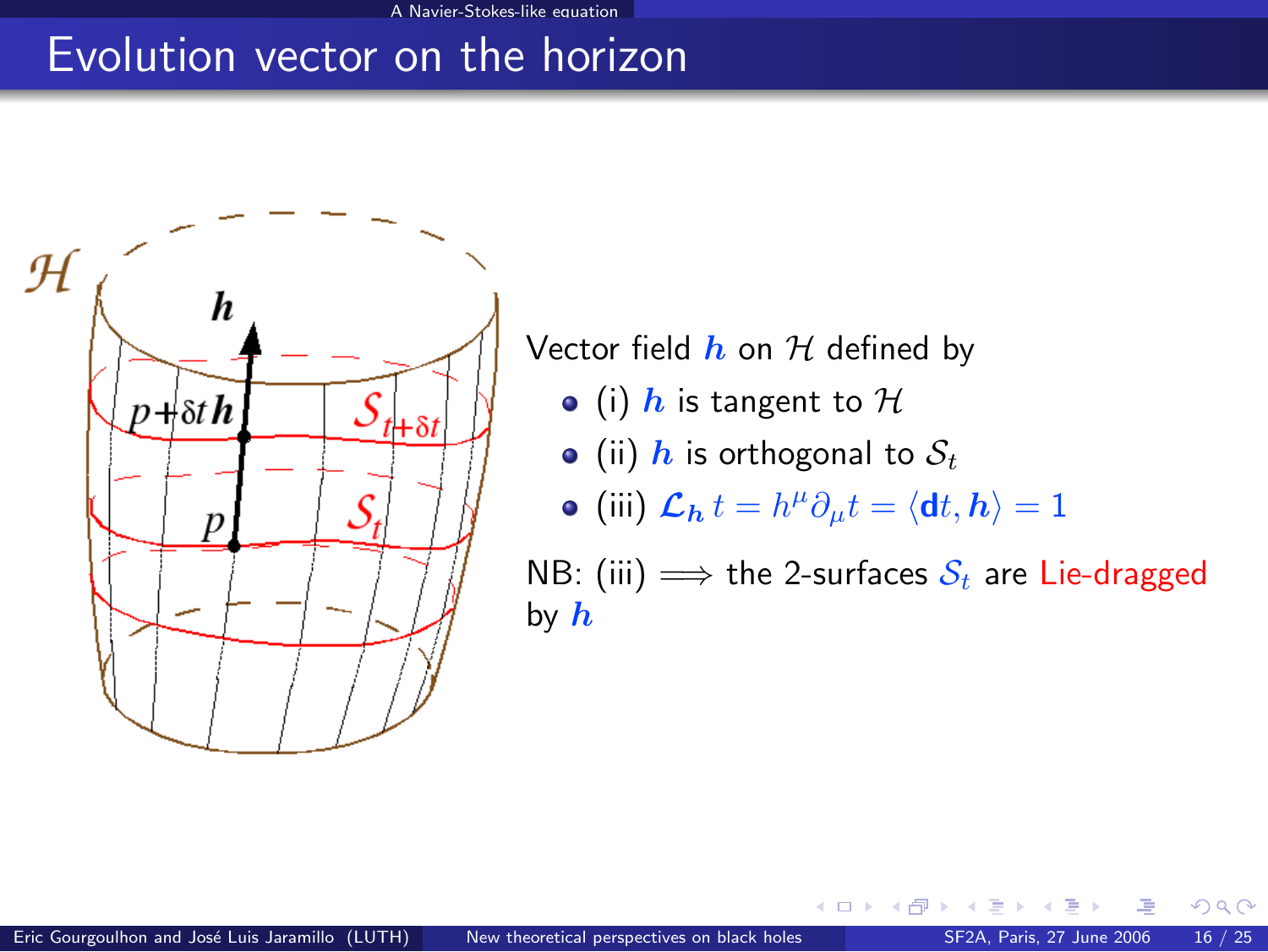# Evolution vector on the horizon

Vector field $\boldsymbol{h}$ on $\mathcal{H}$ defined by

- (i) $\boldsymbol{h}$ is tangent to $\mathcal{H}$
- (ii) $\boldsymbol{h}$ is orthogonal to $\mathcal{S}_t$
- (iii) $\mathcal{L}_{\boldsymbol{h}}\, t = h^\mu \partial_\mu t = \langle \mathbf{d}t, \boldsymbol{h} \rangle = 1$

NB: (iii) $\Longrightarrow$ the 2-surfaces $\mathcal{S}_t$ are Lie-dragged by $\boldsymbol{h}$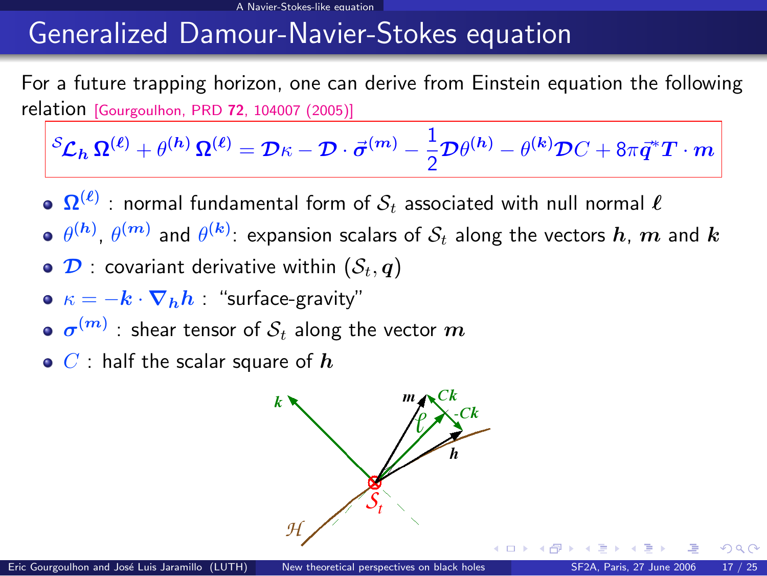# Generalized Damour-Navier-Stokes equation

For a future trapping horizon, one can derive from Einstein equation the following relation [Gourgoulhon, PRD **72**, 104007 (2005)]

$$ {}^{\mathcal{S}}\mathcal{L}_{\boldsymbol{h}}\, \boldsymbol{\Omega}^{(\boldsymbol{\ell})} + \theta^{(\boldsymbol{h})}\, \boldsymbol{\Omega}^{(\boldsymbol{\ell})} = \boldsymbol{\mathcal{D}}\kappa - \boldsymbol{\mathcal{D}} \cdot \vec{\boldsymbol{\sigma}}^{(\boldsymbol{m})} - \frac{1}{2}\boldsymbol{\mathcal{D}}\theta^{(\boldsymbol{h})} - \theta^{(\boldsymbol{k})}\boldsymbol{\mathcal{D}}C + 8\pi \vec{\boldsymbol{q}}^{*}\boldsymbol{T} \cdot \boldsymbol{m} $$

- $\boldsymbol{\Omega}^{(\boldsymbol{\ell})}$ : normal fundamental form of $\mathcal{S}_t$ associated with null normal $\boldsymbol{\ell}$
- $\theta^{(\boldsymbol{h})}$, $\theta^{(\boldsymbol{m})}$ and $\theta^{(\boldsymbol{k})}$: expansion scalars of $\mathcal{S}_t$ along the vectors $\boldsymbol{h}$, $\boldsymbol{m}$ and $\boldsymbol{k}$
- $\boldsymbol{\mathcal{D}}$ : covariant derivative within $(\mathcal{S}_t, \boldsymbol{q})$
- $\kappa = -\boldsymbol{k} \cdot \boldsymbol{\nabla}_{\boldsymbol{h}}\boldsymbol{h}$ : "surface-gravity"
- $\boldsymbol{\sigma}^{(\boldsymbol{m})}$ : shear tensor of $\mathcal{S}_t$ along the vector $\boldsymbol{m}$
- $C$ : half the scalar square of $\boldsymbol{h}$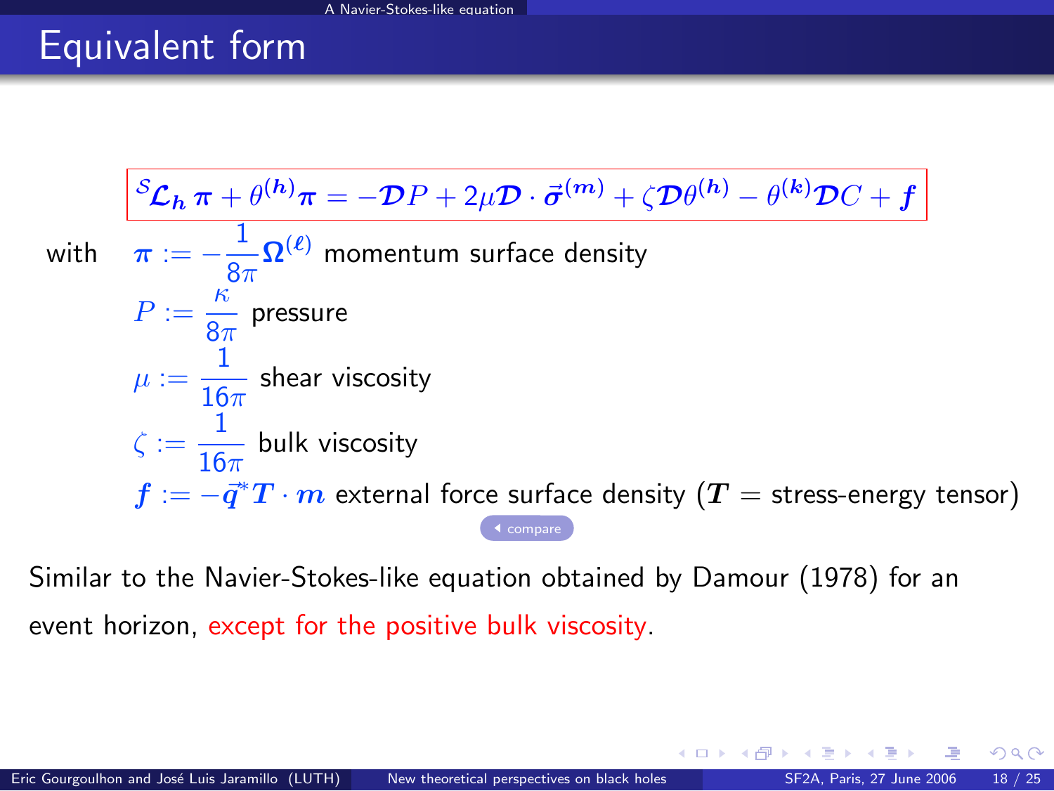# Equivalent form

$$\boxed{{}^{\mathcal{S}}\boldsymbol{\mathcal{L}}_{\boldsymbol{h}}\,\boldsymbol{\pi} + \theta^{(\boldsymbol{h})}\boldsymbol{\pi} = -\boldsymbol{\mathcal{D}}P + 2\mu\boldsymbol{\mathcal{D}}\cdot\vec{\boldsymbol{\sigma}}^{(\boldsymbol{m})} + \zeta\boldsymbol{\mathcal{D}}\theta^{(\boldsymbol{h})} - \theta^{(\boldsymbol{k})}\boldsymbol{\mathcal{D}}C + \boldsymbol{f}}$$

with

- $\boldsymbol{\pi} := -\dfrac{1}{8\pi}\boldsymbol{\Omega}^{(\boldsymbol{\ell})}$ momentum surface density
- $P := \dfrac{\kappa}{8\pi}$ pressure
- $\mu := \dfrac{1}{16\pi}$ shear viscosity
- $\zeta := \dfrac{1}{16\pi}$ bulk viscosity
- $\boldsymbol{f} := -\vec{\boldsymbol{q}}^{*}\boldsymbol{T}\cdot\boldsymbol{m}$ external force surface density ($\boldsymbol{T}$ = stress-energy tensor)

compare

Similar to the Navier-Stokes-like equation obtained by Damour (1978) for an event horizon, except for the positive bulk viscosity.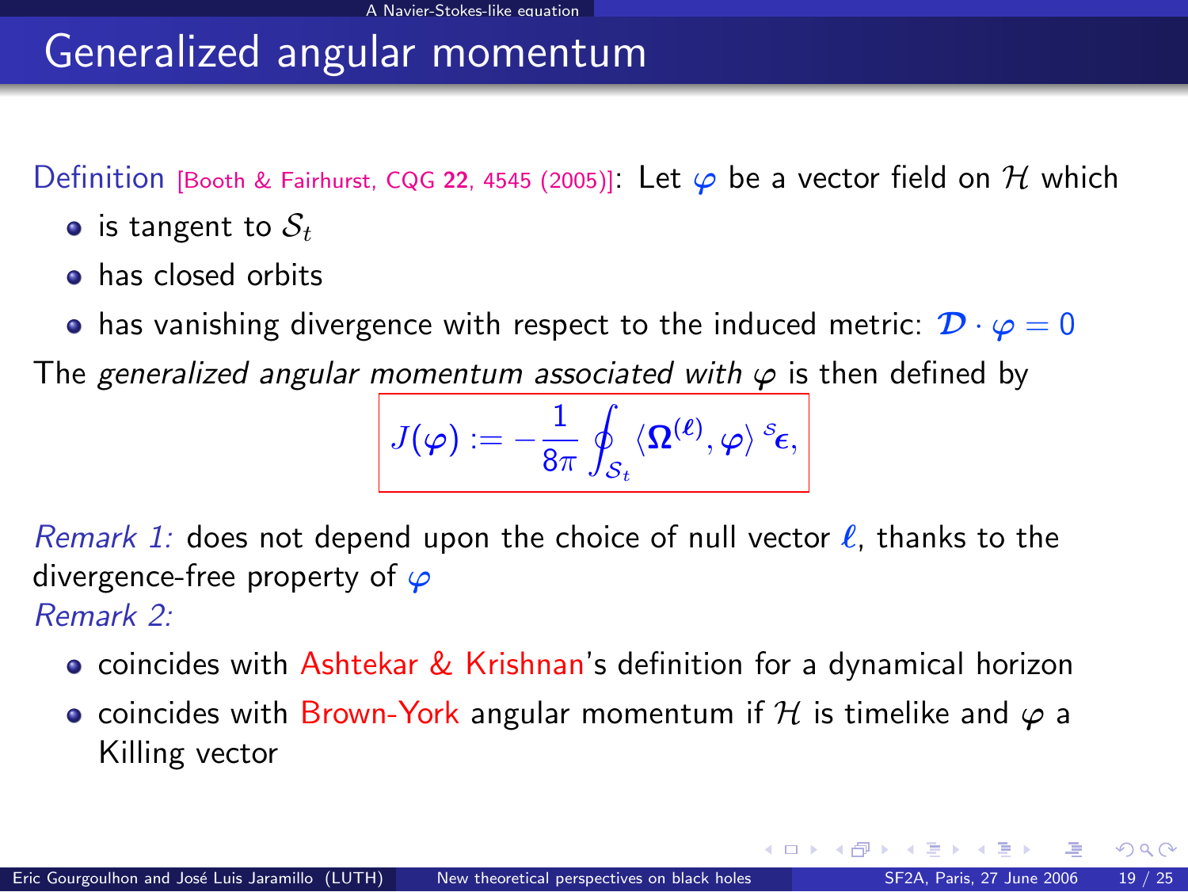## Generalized angular momentum

Definition [Booth & Fairhurst, CQG **22**, 4545 (2005)]: Let $\boldsymbol{\varphi}$ be a vector field on $\mathcal{H}$ which

- is tangent to $\mathcal{S}_t$
- has closed orbits
- has vanishing divergence with respect to the induced metric: $\boldsymbol{\mathcal{D}} \cdot \boldsymbol{\varphi} = 0$

The *generalized angular momentum associated with* $\boldsymbol{\varphi}$ is then defined by

$$J(\boldsymbol{\varphi}) := -\frac{1}{8\pi} \oint_{\mathcal{S}_t} \langle \boldsymbol{\Omega}^{(\boldsymbol{\ell})}, \boldsymbol{\varphi} \rangle \, {}^{\mathcal{S}}\!\boldsymbol{\epsilon},$$

*Remark 1:* does not depend upon the choice of null vector $\boldsymbol{\ell}$, thanks to the divergence-free property of $\boldsymbol{\varphi}$

*Remark 2:*

- coincides with Ashtekar & Krishnan's definition for a dynamical horizon
- coincides with Brown-York angular momentum if $\mathcal{H}$ is timelike and $\boldsymbol{\varphi}$ a Killing vector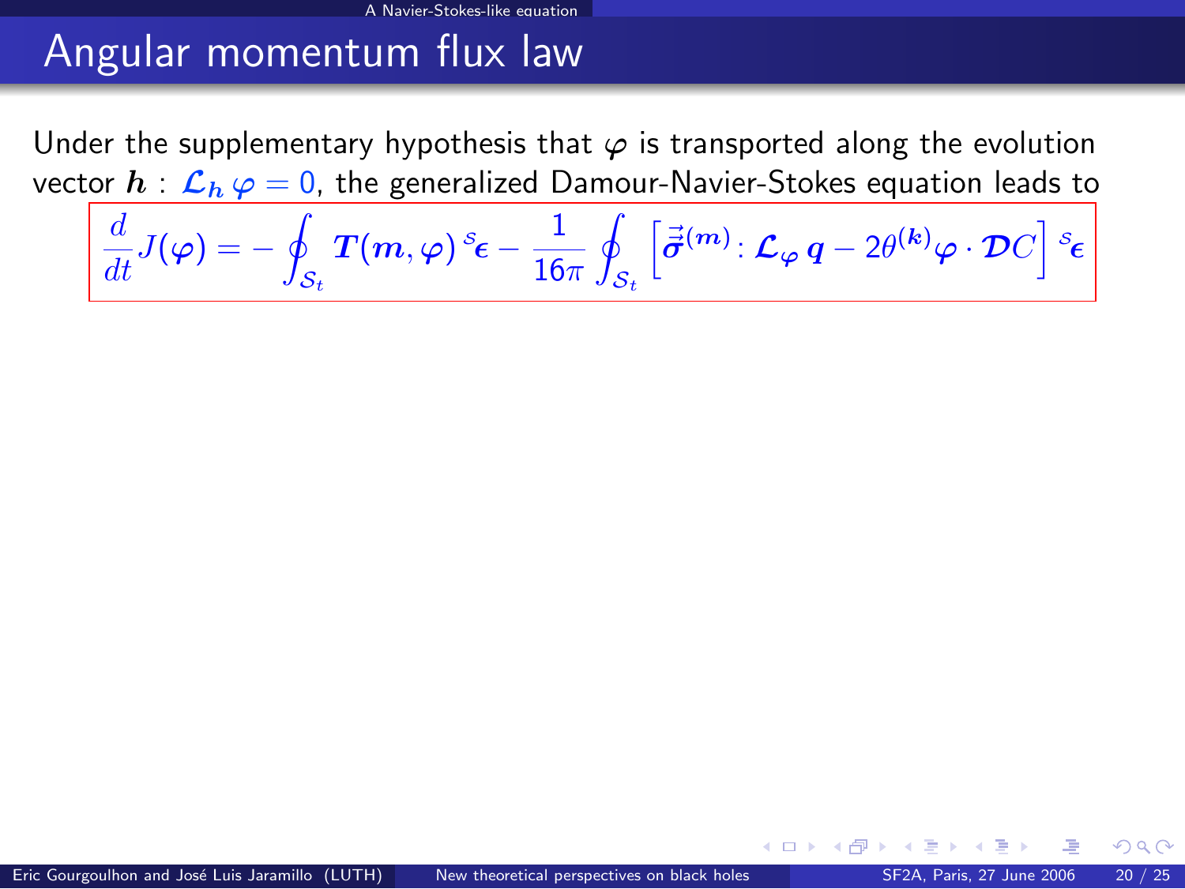# Angular momentum flux law

Under the supplementary hypothesis that $\boldsymbol{\varphi}$ is transported along the evolution vector $\boldsymbol{h}$ : $\boldsymbol{\mathcal{L}}_{\boldsymbol{h}}\,\boldsymbol{\varphi} = 0$, the generalized Damour-Navier-Stokes equation leads to

$$\frac{d}{dt}J(\boldsymbol{\varphi}) = -\oint_{\mathcal{S}_t} \boldsymbol{T}(\boldsymbol{m},\boldsymbol{\varphi})\,{}^{\mathcal{S}}\!\boldsymbol{\epsilon} - \frac{1}{16\pi}\oint_{\mathcal{S}_t}\left[\vec{\boldsymbol{\sigma}}^{(\boldsymbol{m})} : \boldsymbol{\mathcal{L}}_{\boldsymbol{\varphi}}\,\boldsymbol{q} - 2\theta^{(\boldsymbol{k})}\boldsymbol{\varphi}\cdot\boldsymbol{\mathcal{D}}C\right]{}^{\mathcal{S}}\!\boldsymbol{\epsilon}$$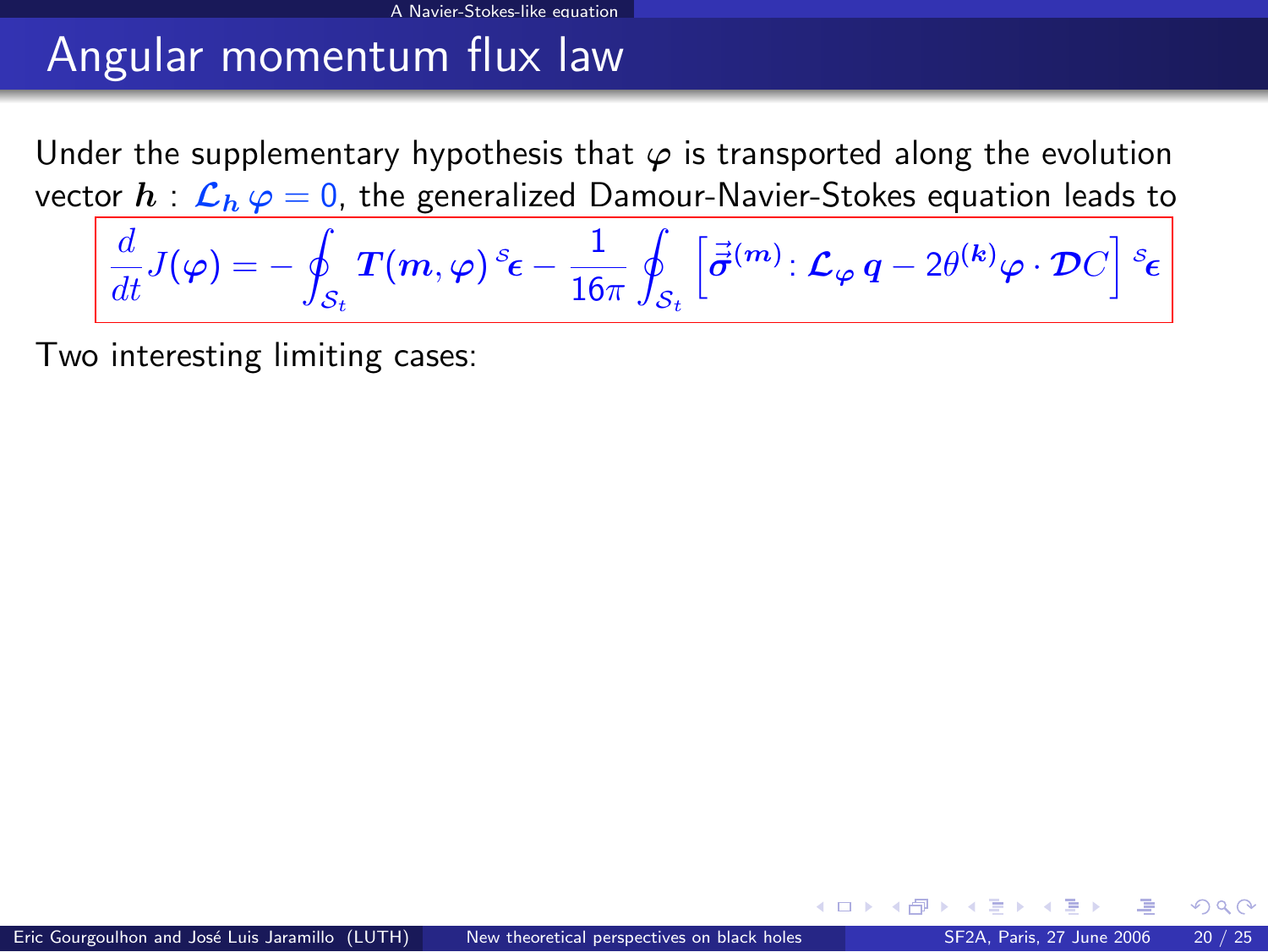# Angular momentum flux law

Under the supplementary hypothesis that $\varphi$ is transported along the evolution vector $\boldsymbol{h}$ : $\mathcal{L}_{\boldsymbol{h}}\,\varphi = 0$, the generalized Damour-Navier-Stokes equation leads to

$$\frac{d}{dt}J(\varphi) = -\oint_{\mathcal{S}_t} \boldsymbol{T}(\boldsymbol{m},\varphi)\,{}^{\mathcal{S}}\!\boldsymbol{\epsilon} - \frac{1}{16\pi}\oint_{\mathcal{S}_t}\left[\vec{\boldsymbol{\sigma}}^{(\boldsymbol{m})} : \mathcal{L}_{\varphi}\,\boldsymbol{q} - 2\theta^{(\boldsymbol{k})}\varphi\cdot\boldsymbol{\mathcal{D}}C\right]{}^{\mathcal{S}}\!\boldsymbol{\epsilon}$$

Two interesting limiting cases: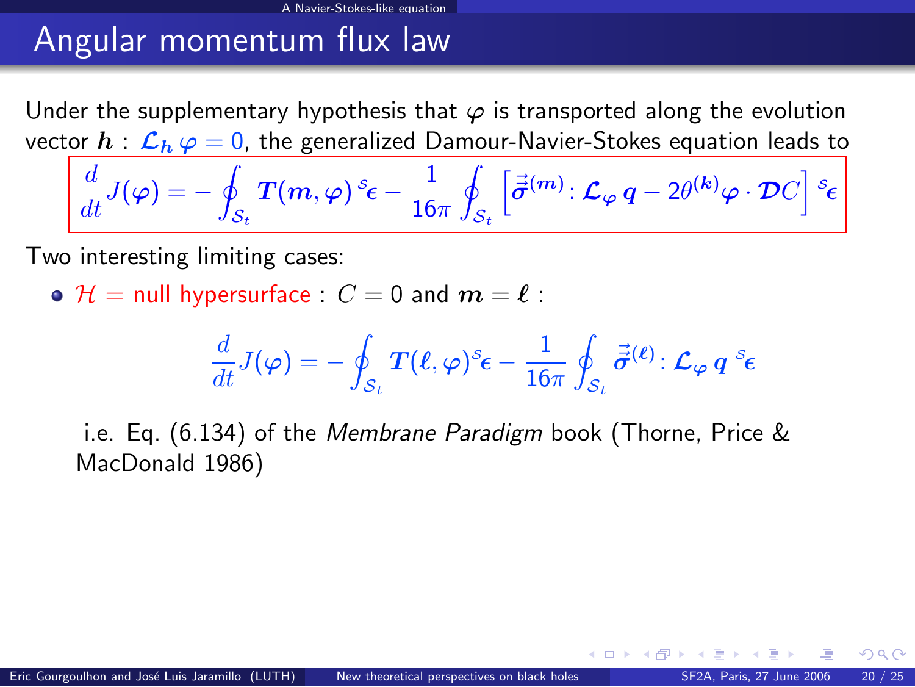# Angular momentum flux law

Under the supplementary hypothesis that $\varphi$ is transported along the evolution vector $\boldsymbol{h}$ : $\boldsymbol{\mathcal{L}}_{\boldsymbol{h}}\, \boldsymbol{\varphi} = 0$, the generalized Damour-Navier-Stokes equation leads to

$$\frac{d}{dt} J(\boldsymbol{\varphi}) = - \oint_{\mathcal{S}_t} \boldsymbol{T}(\boldsymbol{m}, \boldsymbol{\varphi}) \, {}^{\mathcal{S}}\!\boldsymbol{\epsilon} - \frac{1}{16\pi} \oint_{\mathcal{S}_t} \left[ \vec{\boldsymbol{\sigma}}^{(\boldsymbol{m})} : \boldsymbol{\mathcal{L}}_{\boldsymbol{\varphi}} \, \boldsymbol{q} - 2\theta^{(\boldsymbol{k})} \boldsymbol{\varphi} \cdot \boldsymbol{\mathcal{D}} C \right] {}^{\mathcal{S}}\!\boldsymbol{\epsilon}$$

Two interesting limiting cases:

- $\mathcal{H}$ = null hypersurface : $C = 0$ and $\boldsymbol{m} = \boldsymbol{\ell}$ :

$$\frac{d}{dt} J(\boldsymbol{\varphi}) = - \oint_{\mathcal{S}_t} \boldsymbol{T}(\boldsymbol{\ell}, \boldsymbol{\varphi}) {}^{\mathcal{S}}\!\boldsymbol{\epsilon} - \frac{1}{16\pi} \oint_{\mathcal{S}_t} \vec{\boldsymbol{\sigma}}^{(\boldsymbol{\ell})} : \boldsymbol{\mathcal{L}}_{\boldsymbol{\varphi}} \, \boldsymbol{q} \, {}^{\mathcal{S}}\!\boldsymbol{\epsilon}$$

  i.e. Eq. (6.134) of the *Membrane Paradigm* book (Thorne, Price & MacDonald 1986)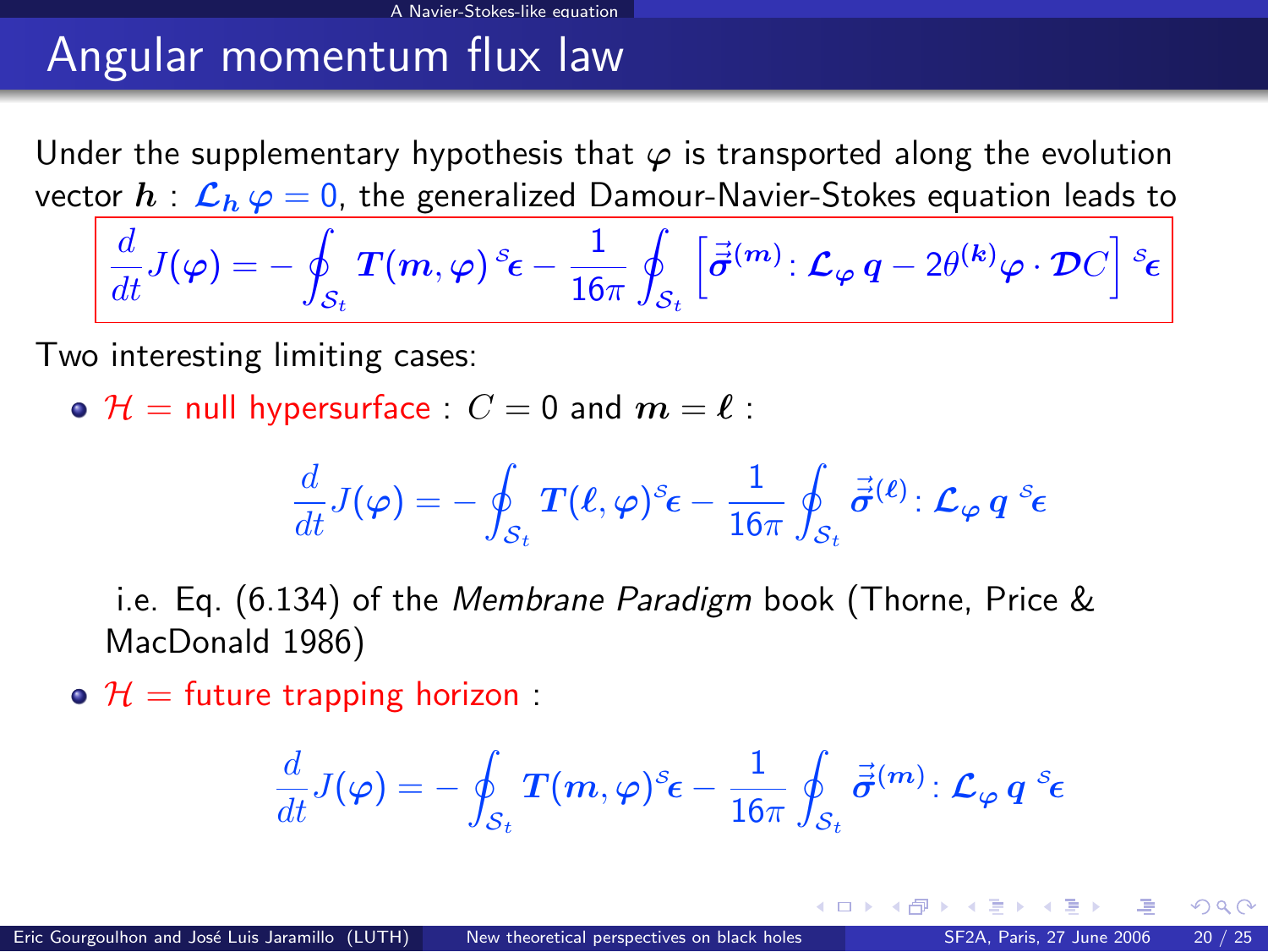# Angular momentum flux law

Under the supplementary hypothesis that $\varphi$ is transported along the evolution vector $\boldsymbol{h}$ : $\mathcal{L}_{\boldsymbol{h}}\,\varphi = 0$, the generalized Damour-Navier-Stokes equation leads to

$$\boxed{\frac{d}{dt}J(\varphi) = -\oint_{\mathcal{S}_t} \boldsymbol{T}(\boldsymbol{m},\varphi)\,{}^{\mathcal{S}}\!\boldsymbol{\epsilon} - \frac{1}{16\pi}\oint_{\mathcal{S}_t}\left[\vec{\boldsymbol{\sigma}}^{(\boldsymbol{m})} : \mathcal{L}_{\varphi}\,\boldsymbol{q} - 2\theta^{(\boldsymbol{k})}\varphi\cdot\boldsymbol{\mathcal{D}}C\right]{}^{\mathcal{S}}\!\boldsymbol{\epsilon}}$$

Two interesting limiting cases:

- $\mathcal{H}$ = null hypersurface : $C = 0$ and $\boldsymbol{m} = \boldsymbol{\ell}$ :

$$\frac{d}{dt}J(\varphi) = -\oint_{\mathcal{S}_t} \boldsymbol{T}(\boldsymbol{\ell},\varphi)\,{}^{\mathcal{S}}\!\boldsymbol{\epsilon} - \frac{1}{16\pi}\oint_{\mathcal{S}_t}\vec{\boldsymbol{\sigma}}^{(\boldsymbol{\ell})} : \mathcal{L}_{\varphi}\,\boldsymbol{q}\;{}^{\mathcal{S}}\!\boldsymbol{\epsilon}$$

  i.e. Eq. (6.134) of the *Membrane Paradigm* book (Thorne, Price & MacDonald 1986)

- $\mathcal{H}$ = future trapping horizon :

$$\frac{d}{dt}J(\varphi) = -\oint_{\mathcal{S}_t} \boldsymbol{T}(\boldsymbol{m},\varphi)\,{}^{\mathcal{S}}\!\boldsymbol{\epsilon} - \frac{1}{16\pi}\oint_{\mathcal{S}_t}\vec{\boldsymbol{\sigma}}^{(\boldsymbol{m})} : \mathcal{L}_{\varphi}\,\boldsymbol{q}\;{}^{\mathcal{S}}\!\boldsymbol{\epsilon}$$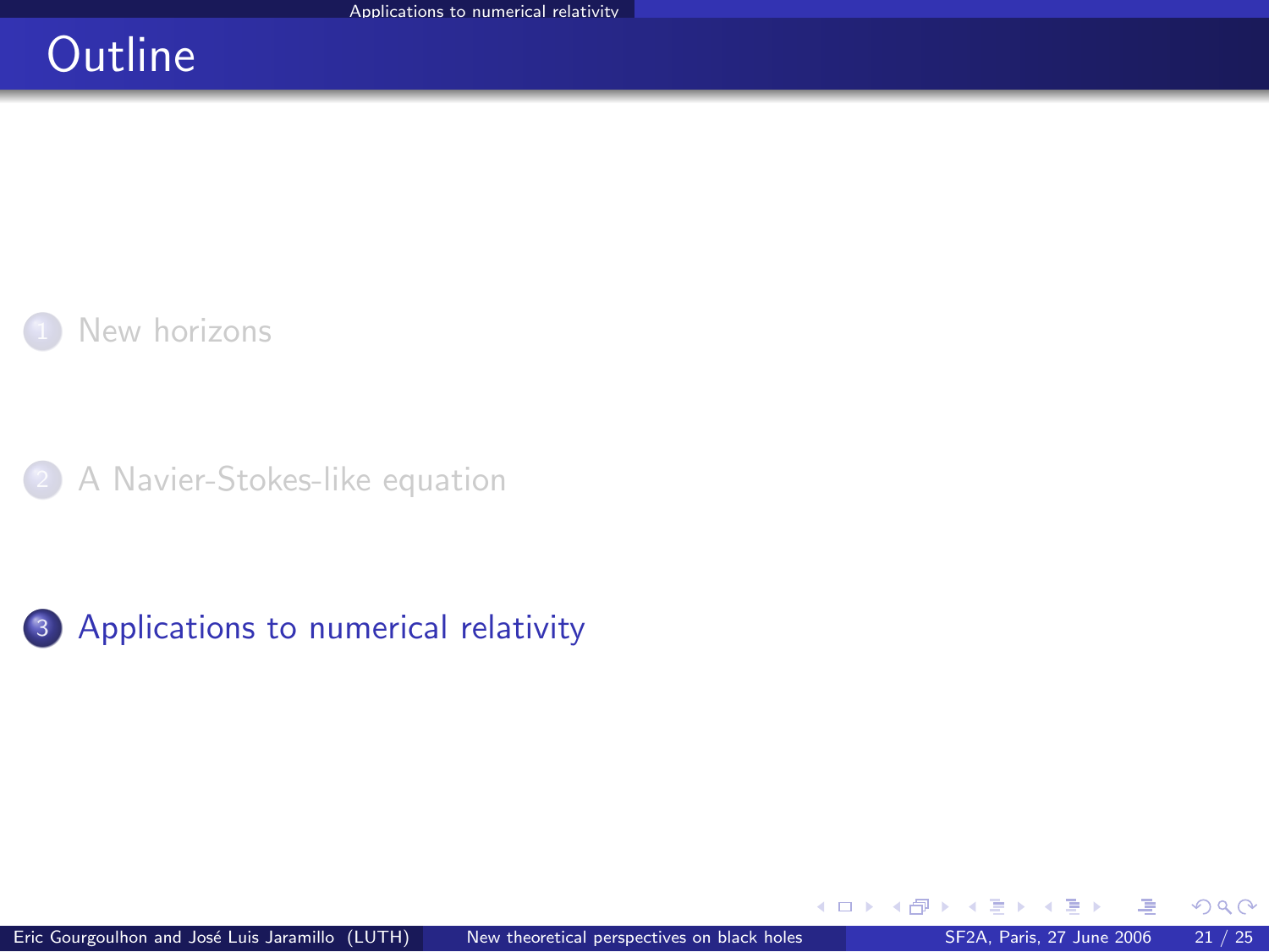# Outline

1. New horizons
2. A Navier-Stokes-like equation
3. Applications to numerical relativity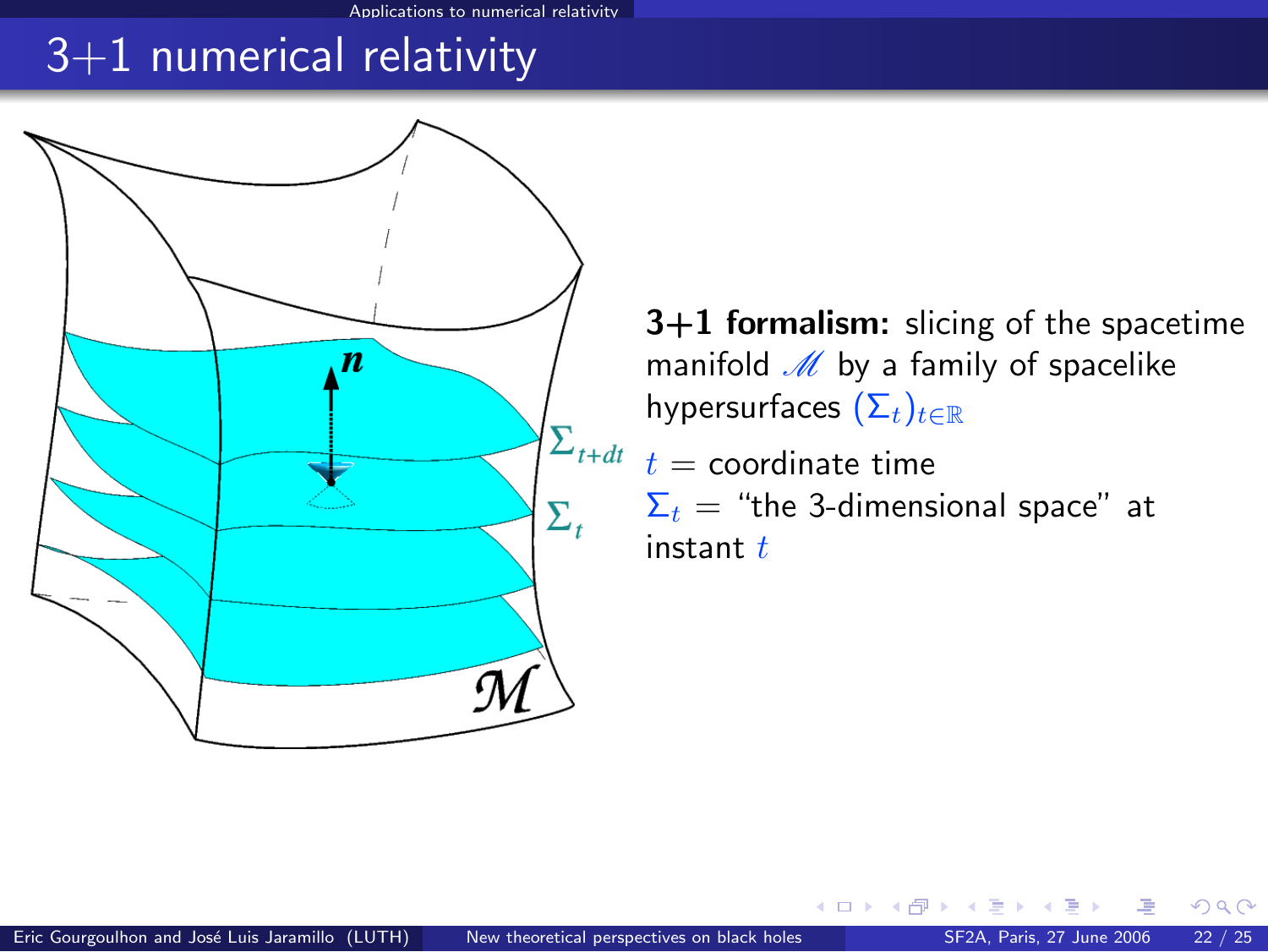# 3+1 numerical relativity

**3+1 formalism:** slicing of the spacetime manifold $\mathscr{M}$ by a family of spacelike hypersurfaces $(\Sigma_t)_{t\in\mathbb{R}}$

$t$ = coordinate time

$\Sigma_t$ = "the 3-dimensional space" at instant $t$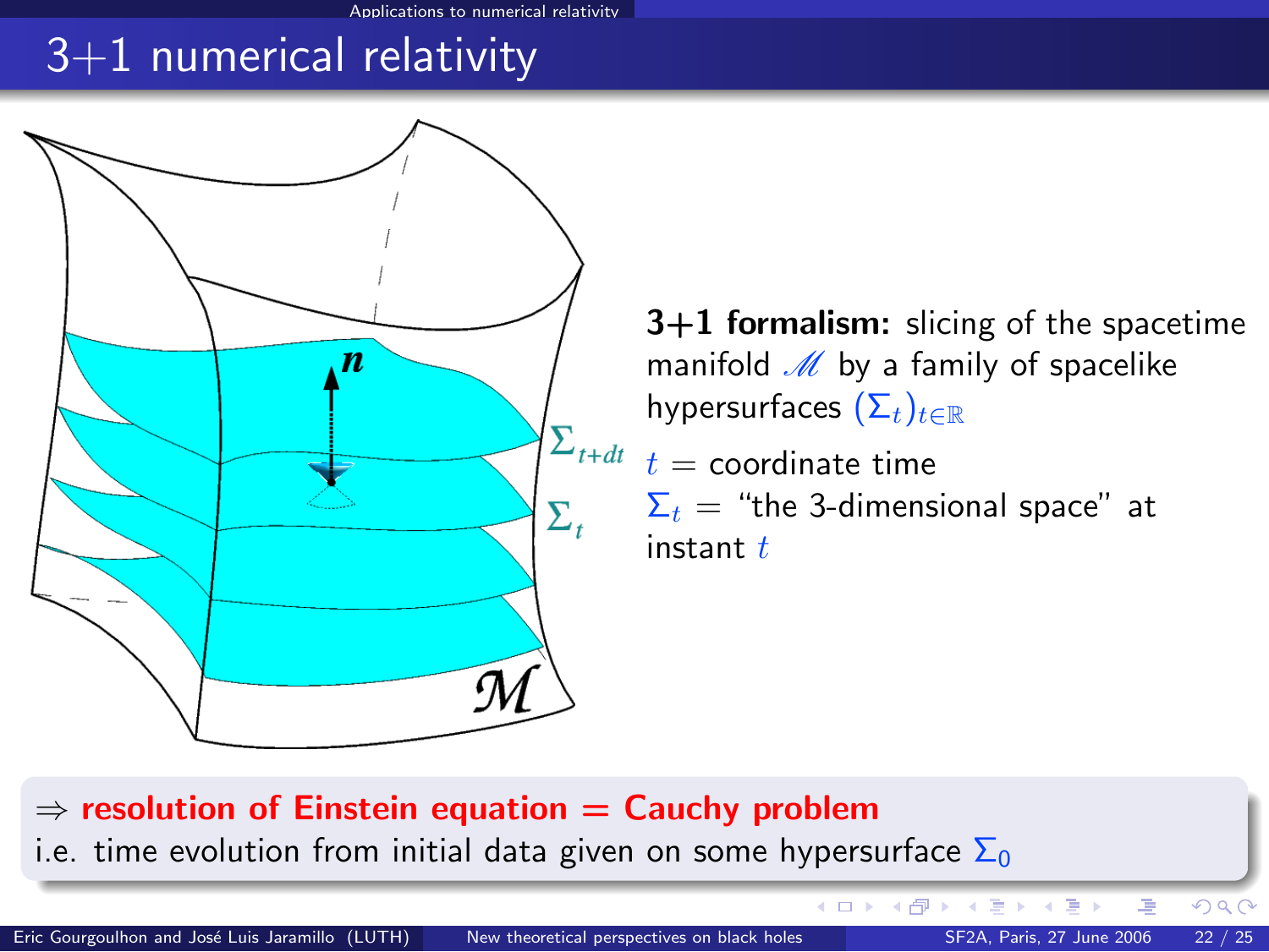# 3+1 numerical relativity

**3+1 formalism:** slicing of the spacetime manifold $\mathscr{M}$ by a family of spacelike hypersurfaces $(\Sigma_t)_{t\in\mathbb{R}}$

$t$ = coordinate time

$\Sigma_t$ = "the 3-dimensional space" at instant $t$

$\Rightarrow$ **resolution of Einstein equation = Cauchy problem**

i.e. time evolution from initial data given on some hypersurface $\Sigma_0$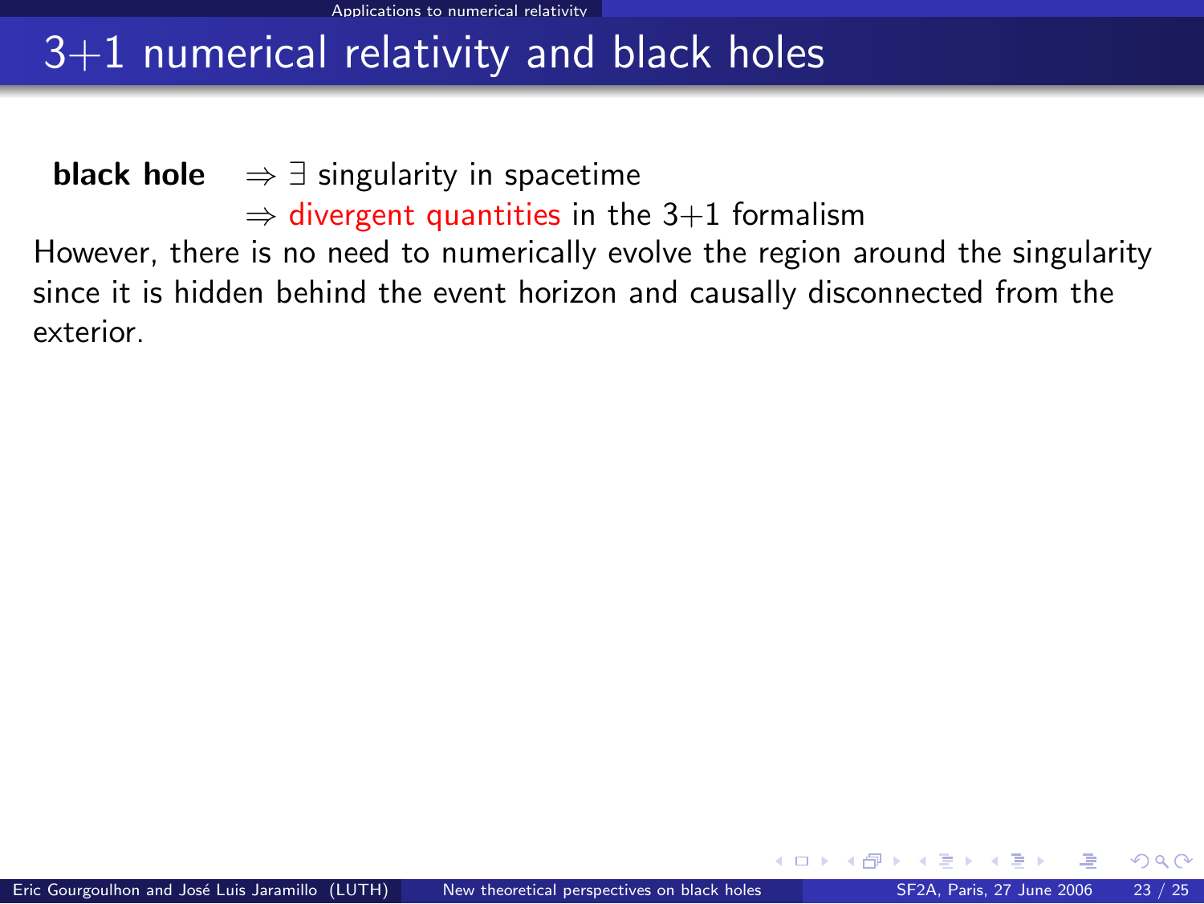# 3+1 numerical relativity and black holes

**black hole** $\Rightarrow \exists$ singularity in spacetime
$\Rightarrow$ divergent quantities in the 3+1 formalism

However, there is no need to numerically evolve the region around the singularity since it is hidden behind the event horizon and causally disconnected from the exterior.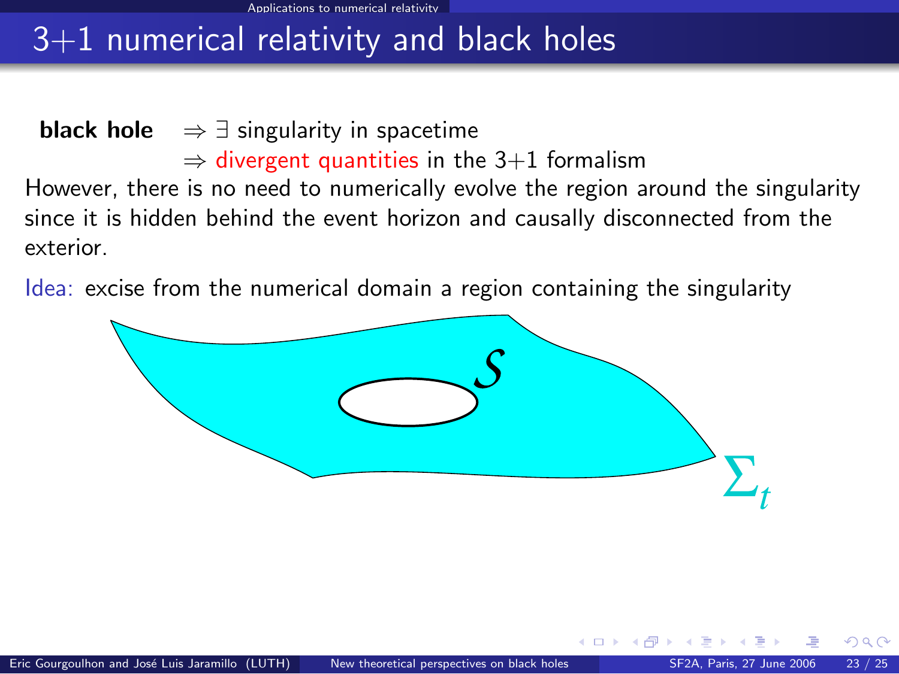# 3+1 numerical relativity and black holes

**black hole** $\Rightarrow \exists$ singularity in spacetime
$\Rightarrow$ divergent quantities in the 3+1 formalism

However, there is no need to numerically evolve the region around the singularity since it is hidden behind the event horizon and causally disconnected from the exterior.

Idea: excise from the numerical domain a region containing the singularity

$\mathcal{S}$

$\Sigma_t$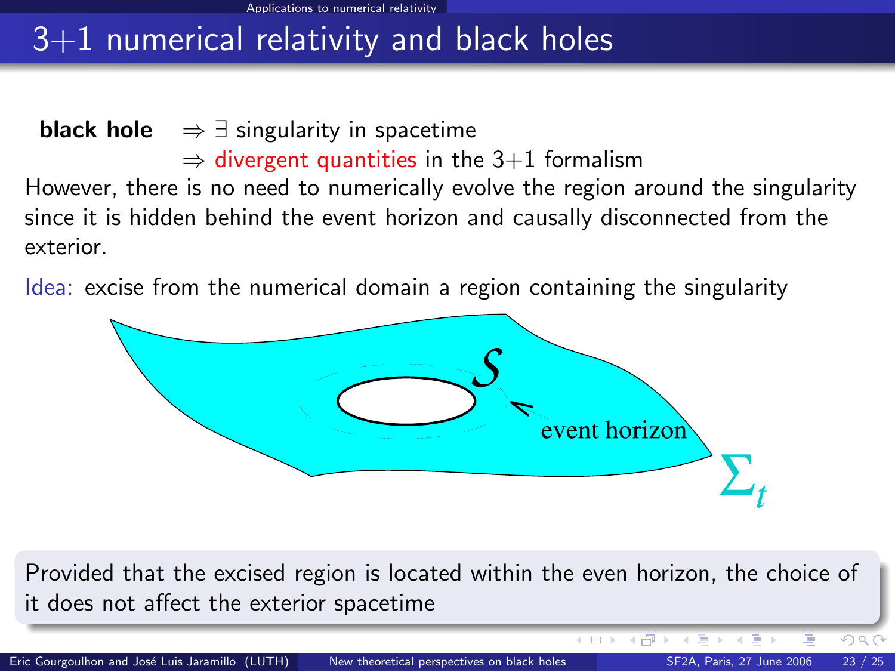## 3+1 numerical relativity and black holes

**black hole** $\Rightarrow \exists$ singularity in spacetime
$\Rightarrow$ divergent quantities in the 3+1 formalism

However, there is no need to numerically evolve the region around the singularity since it is hidden behind the event horizon and causally disconnected from the exterior.

Idea: excise from the numerical domain a region containing the singularity

Provided that the excised region is located within the even horizon, the choice of it does not affect the exterior spacetime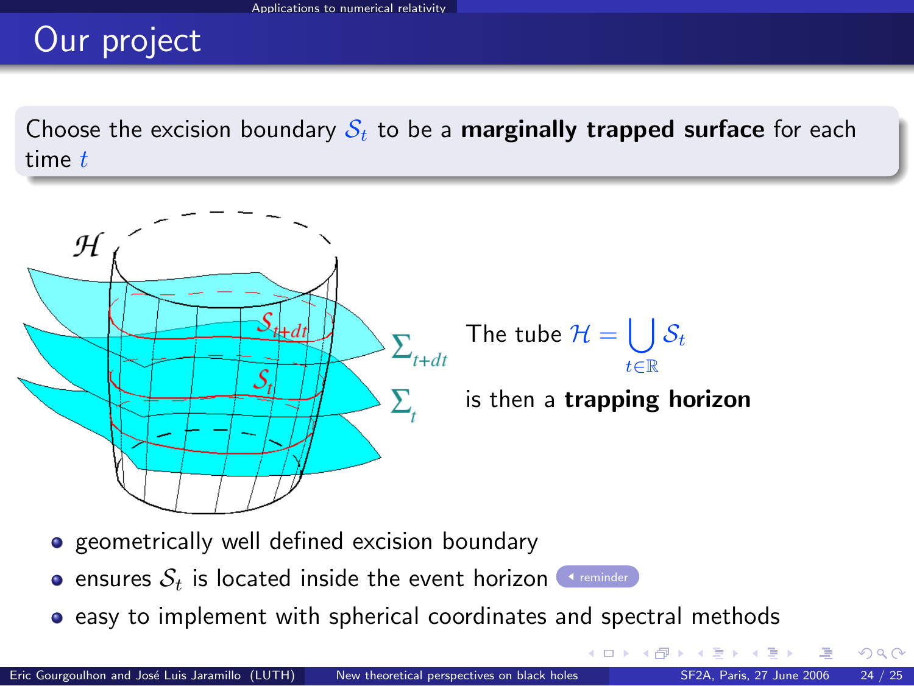# Our project

Choose the excision boundary $\mathcal{S}_t$ to be a **marginally trapped surface** for each time $t$

The tube $\mathcal{H} = \bigcup_{t\in\mathbb{R}} \mathcal{S}_t$

is then a **trapping horizon**

- geometrically well defined excision boundary
- ensures $\mathcal{S}_t$ is located inside the event horizon
- easy to implement with spherical coordinates and spectral methods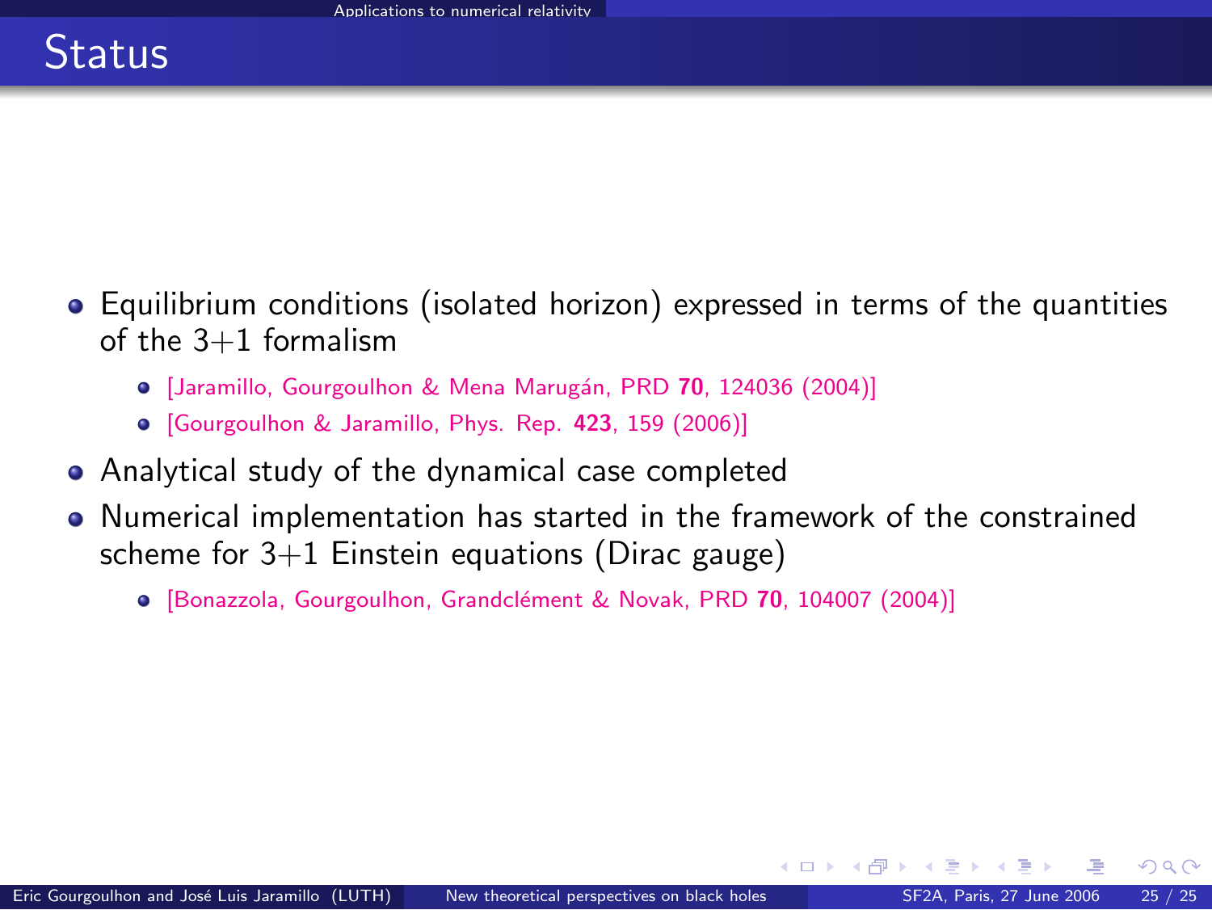# Status

- Equilibrium conditions (isolated horizon) expressed in terms of the quantities of the 3+1 formalism
  - [Jaramillo, Gourgoulhon & Mena Marugán, PRD **70**, 124036 (2004)]
  - [Gourgoulhon & Jaramillo, Phys. Rep. **423**, 159 (2006)]
- Analytical study of the dynamical case completed
- Numerical implementation has started in the framework of the constrained scheme for 3+1 Einstein equations (Dirac gauge)
  - [Bonazzola, Gourgoulhon, Grandclément & Novak, PRD **70**, 104007 (2004)]